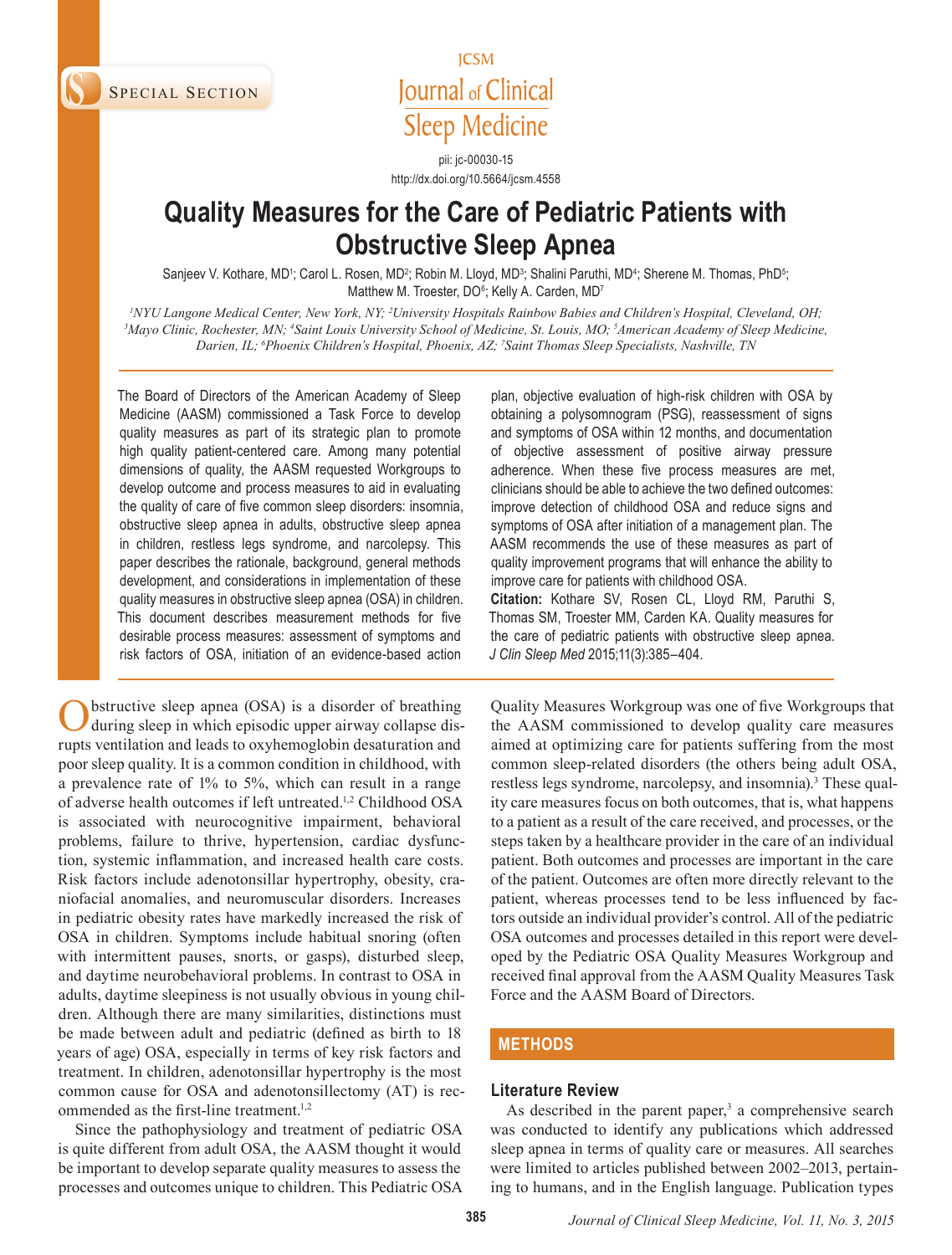SPECIAL SECTION

JCSM Journal of Clinical Sleep Medicine

pii: jc-00030-15
http://dx.doi.org/10.5664/jcsm.4558

# Quality Measures for the Care of Pediatric Patients with Obstructive Sleep Apnea

Sanjeev V. Kothare, MD[1]; Carol L. Rosen, MD[2]; Robin M. Lloyd, MD[3]; Shalini Paruthi, MD[4]; Sherene M. Thomas, PhD[5]; Matthew M. Troester, DO[6]; Kelly A. Carden, MD[7]

*[1]NYU Langone Medical Center, New York, NY; [2]University Hospitals Rainbow Babies and Children's Hospital, Cleveland, OH; [3]Mayo Clinic, Rochester, MN; [4]Saint Louis University School of Medicine, St. Louis, MO; [5]American Academy of Sleep Medicine, Darien, IL; [6]Phoenix Children's Hospital, Phoenix, AZ; [7]Saint Thomas Sleep Specialists, Nashville, TN*

The Board of Directors of the American Academy of Sleep Medicine (AASM) commissioned a Task Force to develop quality measures as part of its strategic plan to promote high quality patient-centered care. Among many potential dimensions of quality, the AASM requested Workgroups to develop outcome and process measures to aid in evaluating the quality of care of five common sleep disorders: insomnia, obstructive sleep apnea in adults, obstructive sleep apnea in children, restless legs syndrome, and narcolepsy. This paper describes the rationale, background, general methods development, and considerations in implementation of these quality measures in obstructive sleep apnea (OSA) in children. This document describes measurement methods for five desirable process measures: assessment of symptoms and risk factors of OSA, initiation of an evidence-based action plan, objective evaluation of high-risk children with OSA by obtaining a polysomnogram (PSG), reassessment of signs and symptoms of OSA within 12 months, and documentation of objective assessment of positive airway pressure adherence. When these five process measures are met, clinicians should be able to achieve the two defined outcomes: improve detection of childhood OSA and reduce signs and symptoms of OSA after initiation of a management plan. The AASM recommends the use of these measures as part of quality improvement programs that will enhance the ability to improve care for patients with childhood OSA.

**Citation:** Kothare SV, Rosen CL, Lloyd RM, Paruthi S, Thomas SM, Troester MM, Carden KA. Quality measures for the care of pediatric patients with obstructive sleep apnea. *J Clin Sleep Med* 2015;11(3):385–404.

Obstructive sleep apnea (OSA) is a disorder of breathing during sleep in which episodic upper airway collapse disrupts ventilation and leads to oxyhemoglobin desaturation and poor sleep quality. It is a common condition in childhood, with a prevalence rate of 1% to 5%, which can result in a range of adverse health outcomes if left untreated.[1,2] Childhood OSA is associated with neurocognitive impairment, behavioral problems, failure to thrive, hypertension, cardiac dysfunction, systemic inflammation, and increased health care costs. Risk factors include adenotonsillar hypertrophy, obesity, craniofacial anomalies, and neuromuscular disorders. Increases in pediatric obesity rates have markedly increased the risk of OSA in children. Symptoms include habitual snoring (often with intermittent pauses, snorts, or gasps), disturbed sleep, and daytime neurobehavioral problems. In contrast to OSA in adults, daytime sleepiness is not usually obvious in young children. Although there are many similarities, distinctions must be made between adult and pediatric (defined as birth to 18 years of age) OSA, especially in terms of key risk factors and treatment. In children, adenotonsillar hypertrophy is the most common cause for OSA and adenotonsillectomy (AT) is recommended as the first-line treatment.[1,2]

Since the pathophysiology and treatment of pediatric OSA is quite different from adult OSA, the AASM thought it would be important to develop separate quality measures to assess the processes and outcomes unique to children. This Pediatric OSA Quality Measures Workgroup was one of five Workgroups that the AASM commissioned to develop quality care measures aimed at optimizing care for patients suffering from the most common sleep-related disorders (the others being adult OSA, restless legs syndrome, narcolepsy, and insomnia).[3] These quality care measures focus on both outcomes, that is, what happens to a patient as a result of the care received, and processes, or the steps taken by a healthcare provider in the care of an individual patient. Both outcomes and processes are important in the care of the patient. Outcomes are often more directly relevant to the patient, whereas processes tend to be less influenced by factors outside an individual provider's control. All of the pediatric OSA outcomes and processes detailed in this report were developed by the Pediatric OSA Quality Measures Workgroup and received final approval from the AASM Quality Measures Task Force and the AASM Board of Directors.

## METHODS

### Literature Review

As described in the parent paper,[3] a comprehensive search was conducted to identify any publications which addressed sleep apnea in terms of quality care or measures. All searches were limited to articles published between 2002–2013, pertaining to humans, and in the English language. Publication types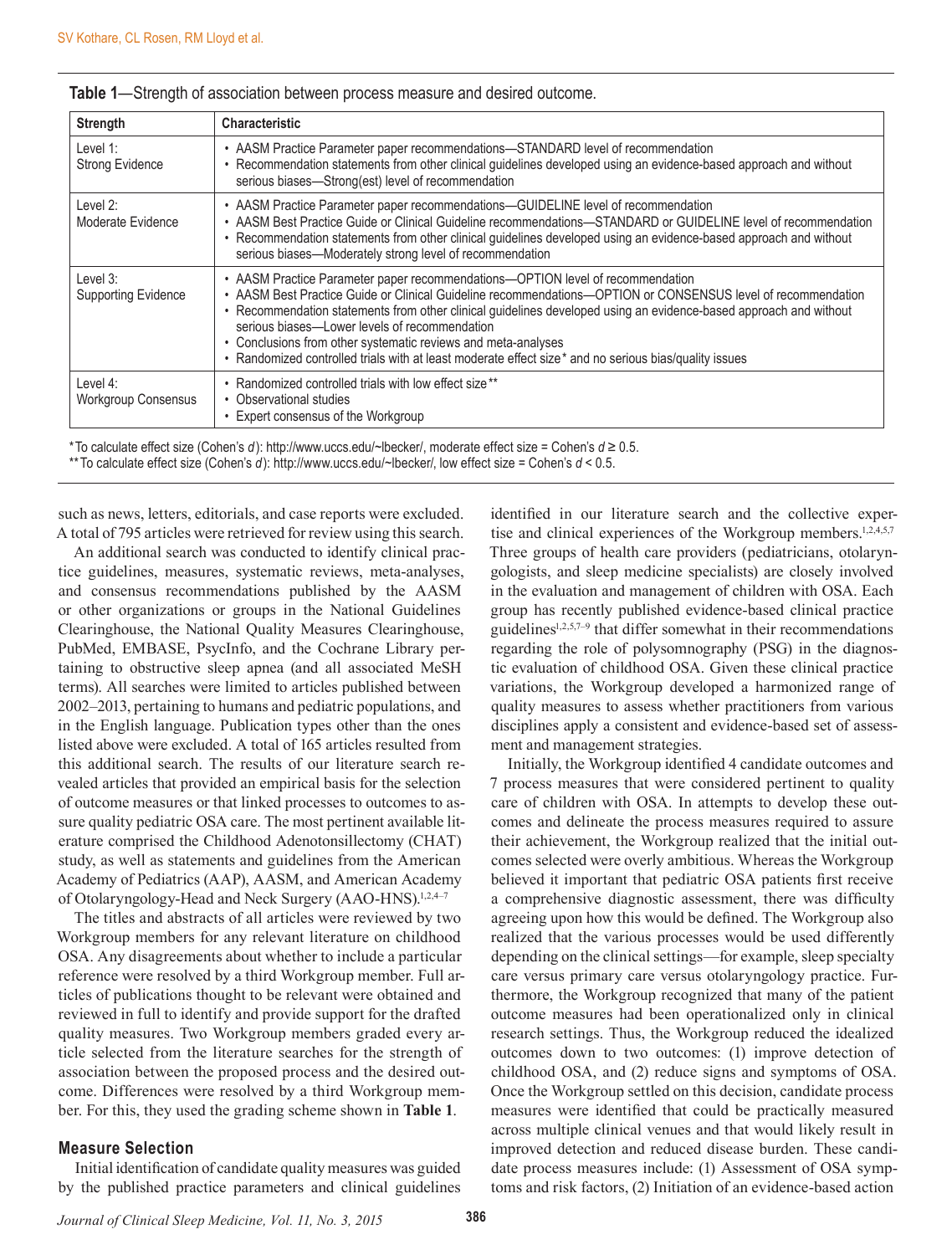**Table 1**—Strength of association between process measure and desired outcome.

| Strength | Characteristic |
|---|---|
| Level 1: Strong Evidence | • AASM Practice Parameter paper recommendations—STANDARD level of recommendation<br>• Recommendation statements from other clinical guidelines developed using an evidence-based approach and without serious biases—Strong(est) level of recommendation |
| Level 2: Moderate Evidence | • AASM Practice Parameter paper recommendations—GUIDELINE level of recommendation<br>• AASM Best Practice Guide or Clinical Guideline recommendations—STANDARD or GUIDELINE level of recommendation<br>• Recommendation statements from other clinical guidelines developed using an evidence-based approach and without serious biases—Moderately strong level of recommendation |
| Level 3: Supporting Evidence | • AASM Practice Parameter paper recommendations—OPTION level of recommendation<br>• AASM Best Practice Guide or Clinical Guideline recommendations—OPTION or CONSENSUS level of recommendation<br>• Recommendation statements from other clinical guidelines developed using an evidence-based approach and without serious biases—Lower levels of recommendation<br>• Conclusions from other systematic reviews and meta-analyses<br>• Randomized controlled trials with at least moderate effect size* and no serious bias/quality issues |
| Level 4: Workgroup Consensus | • Randomized controlled trials with low effect size**<br>• Observational studies<br>• Expert consensus of the Workgroup |

*To calculate effect size (Cohen's $d$): http://www.uccs.edu/~lbecker/, moderate effect size = Cohen's $d \geq 0.5$.
**To calculate effect size (Cohen's $d$): http://www.uccs.edu/~lbecker/, low effect size = Cohen's $d < 0.5$.

such as news, letters, editorials, and case reports were excluded. A total of 795 articles were retrieved for review using this search.

An additional search was conducted to identify clinical practice guidelines, measures, systematic reviews, meta-analyses, and consensus recommendations published by the AASM or other organizations or groups in the National Guidelines Clearinghouse, the National Quality Measures Clearinghouse, PubMed, EMBASE, PsycInfo, and the Cochrane Library pertaining to obstructive sleep apnea (and all associated MeSH terms). All searches were limited to articles published between 2002–2013, pertaining to humans and pediatric populations, and in the English language. Publication types other than the ones listed above were excluded. A total of 165 articles resulted from this additional search. The results of our literature search revealed articles that provided an empirical basis for the selection of outcome measures or that linked processes to outcomes to assure quality pediatric OSA care. The most pertinent available literature comprised the Childhood Adenotonsillectomy (CHAT) study, as well as statements and guidelines from the American Academy of Pediatrics (AAP), AASM, and American Academy of Otolaryngology-Head and Neck Surgery (AAO-HNS).[1,2,4–7]

The titles and abstracts of all articles were reviewed by two Workgroup members for any relevant literature on childhood OSA. Any disagreements about whether to include a particular reference were resolved by a third Workgroup member. Full articles of publications thought to be relevant were obtained and reviewed in full to identify and provide support for the drafted quality measures. Two Workgroup members graded every article selected from the literature searches for the strength of association between the proposed process and the desired outcome. Differences were resolved by a third Workgroup member. For this, they used the grading scheme shown in **Table 1**.

### Measure Selection

Initial identification of candidate quality measures was guided by the published practice parameters and clinical guidelines identified in our literature search and the collective expertise and clinical experiences of the Workgroup members.[1,2,4,5,7] Three groups of health care providers (pediatricians, otolaryngologists, and sleep medicine specialists) are closely involved in the evaluation and management of children with OSA. Each group has recently published evidence-based clinical practice guidelines[1,2,5,7–9] that differ somewhat in their recommendations regarding the role of polysomnography (PSG) in the diagnostic evaluation of childhood OSA. Given these clinical practice variations, the Workgroup developed a harmonized range of quality measures to assess whether practitioners from various disciplines apply a consistent and evidence-based set of assessment and management strategies.

Initially, the Workgroup identified 4 candidate outcomes and 7 process measures that were considered pertinent to quality care of children with OSA. In attempts to develop these outcomes and delineate the process measures required to assure their achievement, the Workgroup realized that the initial outcomes selected were overly ambitious. Whereas the Workgroup believed it important that pediatric OSA patients first receive a comprehensive diagnostic assessment, there was difficulty agreeing upon how this would be defined. The Workgroup also realized that the various processes would be used differently depending on the clinical settings—for example, sleep specialty care versus primary care versus otolaryngology practice. Furthermore, the Workgroup recognized that many of the patient outcome measures had been operationalized only in clinical research settings. Thus, the Workgroup reduced the idealized outcomes down to two outcomes: (1) improve detection of childhood OSA, and (2) reduce signs and symptoms of OSA. Once the Workgroup settled on this decision, candidate process measures were identified that could be practically measured across multiple clinical venues and that would likely result in improved detection and reduced disease burden. These candidate process measures include: (1) Assessment of OSA symptoms and risk factors, (2) Initiation of an evidence-based action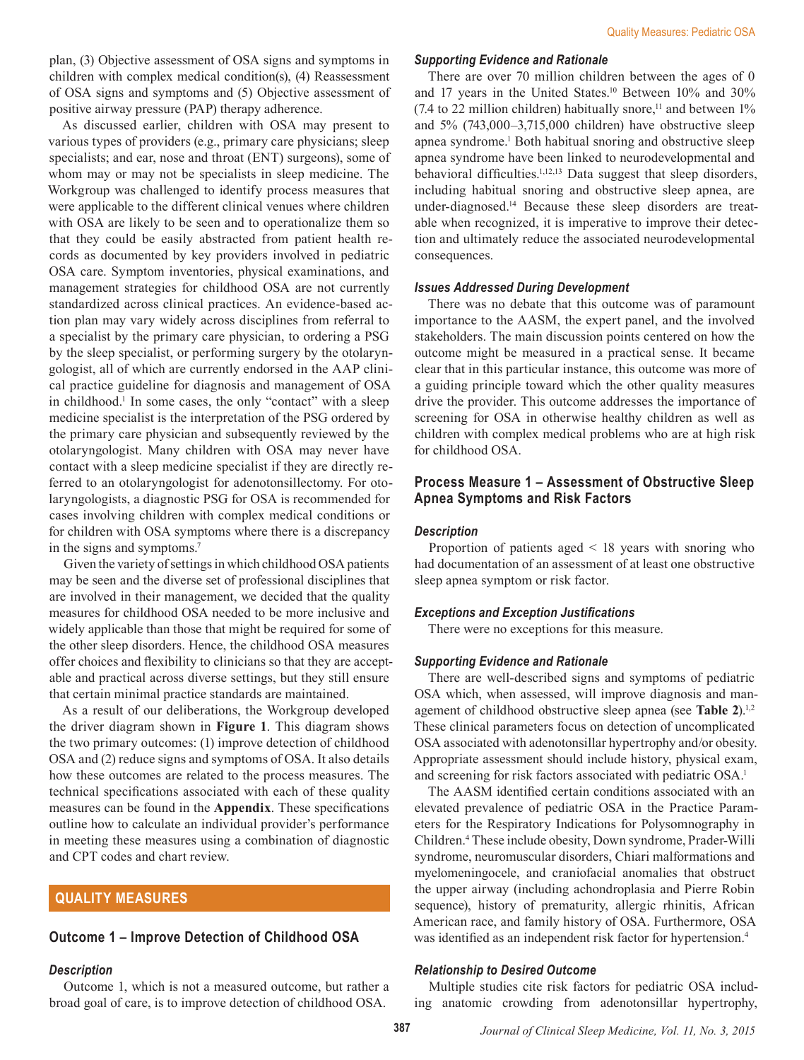plan, (3) Objective assessment of OSA signs and symptoms in children with complex medical condition(s), (4) Reassessment of OSA signs and symptoms and (5) Objective assessment of positive airway pressure (PAP) therapy adherence.

As discussed earlier, children with OSA may present to various types of providers (e.g., primary care physicians; sleep specialists; and ear, nose and throat (ENT) surgeons), some of whom may or may not be specialists in sleep medicine. The Workgroup was challenged to identify process measures that were applicable to the different clinical venues where children with OSA are likely to be seen and to operationalize them so that they could be easily abstracted from patient health records as documented by key providers involved in pediatric OSA care. Symptom inventories, physical examinations, and management strategies for childhood OSA are not currently standardized across clinical practices. An evidence-based action plan may vary widely across disciplines from referral to a specialist by the primary care physician, to ordering a PSG by the sleep specialist, or performing surgery by the otolaryngologist, all of which are currently endorsed in the AAP clinical practice guideline for diagnosis and management of OSA in childhood.[1] In some cases, the only "contact" with a sleep medicine specialist is the interpretation of the PSG ordered by the primary care physician and subsequently reviewed by the otolaryngologist. Many children with OSA may never have contact with a sleep medicine specialist if they are directly referred to an otolaryngologist for adenotonsillectomy. For otolaryngologists, a diagnostic PSG for OSA is recommended for cases involving children with complex medical conditions or for children with OSA symptoms where there is a discrepancy in the signs and symptoms.[7]

Given the variety of settings in which childhood OSA patients may be seen and the diverse set of professional disciplines that are involved in their management, we decided that the quality measures for childhood OSA needed to be more inclusive and widely applicable than those that might be required for some of the other sleep disorders. Hence, the childhood OSA measures offer choices and flexibility to clinicians so that they are acceptable and practical across diverse settings, but they still ensure that certain minimal practice standards are maintained.

As a result of our deliberations, the Workgroup developed the driver diagram shown in **Figure 1**. This diagram shows the two primary outcomes: (1) improve detection of childhood OSA and (2) reduce signs and symptoms of OSA. It also details how these outcomes are related to the process measures. The technical specifications associated with each of these quality measures can be found in the **Appendix**. These specifications outline how to calculate an individual provider's performance in meeting these measures using a combination of diagnostic and CPT codes and chart review.

## QUALITY MEASURES

### Outcome 1 – Improve Detection of Childhood OSA

#### *Description*

Outcome 1, which is not a measured outcome, but rather a broad goal of care, is to improve detection of childhood OSA.

#### *Supporting Evidence and Rationale*

There are over 70 million children between the ages of 0 and 17 years in the United States.[10] Between 10% and 30% (7.4 to 22 million children) habitually snore,[11] and between 1% and 5% (743,000–3,715,000 children) have obstructive sleep apnea syndrome.[1] Both habitual snoring and obstructive sleep apnea syndrome have been linked to neurodevelopmental and behavioral difficulties.[1,12,13] Data suggest that sleep disorders, including habitual snoring and obstructive sleep apnea, are under-diagnosed.[14] Because these sleep disorders are treatable when recognized, it is imperative to improve their detection and ultimately reduce the associated neurodevelopmental consequences.

#### *Issues Addressed During Development*

There was no debate that this outcome was of paramount importance to the AASM, the expert panel, and the involved stakeholders. The main discussion points centered on how the outcome might be measured in a practical sense. It became clear that in this particular instance, this outcome was more of a guiding principle toward which the other quality measures drive the provider. This outcome addresses the importance of screening for OSA in otherwise healthy children as well as children with complex medical problems who are at high risk for childhood OSA.

### Process Measure 1 – Assessment of Obstructive Sleep Apnea Symptoms and Risk Factors

#### *Description*

Proportion of patients aged < 18 years with snoring who had documentation of an assessment of at least one obstructive sleep apnea symptom or risk factor.

#### *Exceptions and Exception Justifications*

There were no exceptions for this measure.

#### *Supporting Evidence and Rationale*

There are well-described signs and symptoms of pediatric OSA which, when assessed, will improve diagnosis and management of childhood obstructive sleep apnea (see **Table 2**).[1,2] These clinical parameters focus on detection of uncomplicated OSA associated with adenotonsillar hypertrophy and/or obesity. Appropriate assessment should include history, physical exam, and screening for risk factors associated with pediatric OSA.[1]

The AASM identified certain conditions associated with an elevated prevalence of pediatric OSA in the Practice Parameters for the Respiratory Indications for Polysomnography in Children.[4] These include obesity, Down syndrome, Prader-Willi syndrome, neuromuscular disorders, Chiari malformations and myelomeningocele, and craniofacial anomalies that obstruct the upper airway (including achondroplasia and Pierre Robin sequence), history of prematurity, allergic rhinitis, African American race, and family history of OSA. Furthermore, OSA was identified as an independent risk factor for hypertension.[4]

#### *Relationship to Desired Outcome*

Multiple studies cite risk factors for pediatric OSA including anatomic crowding from adenotonsillar hypertrophy,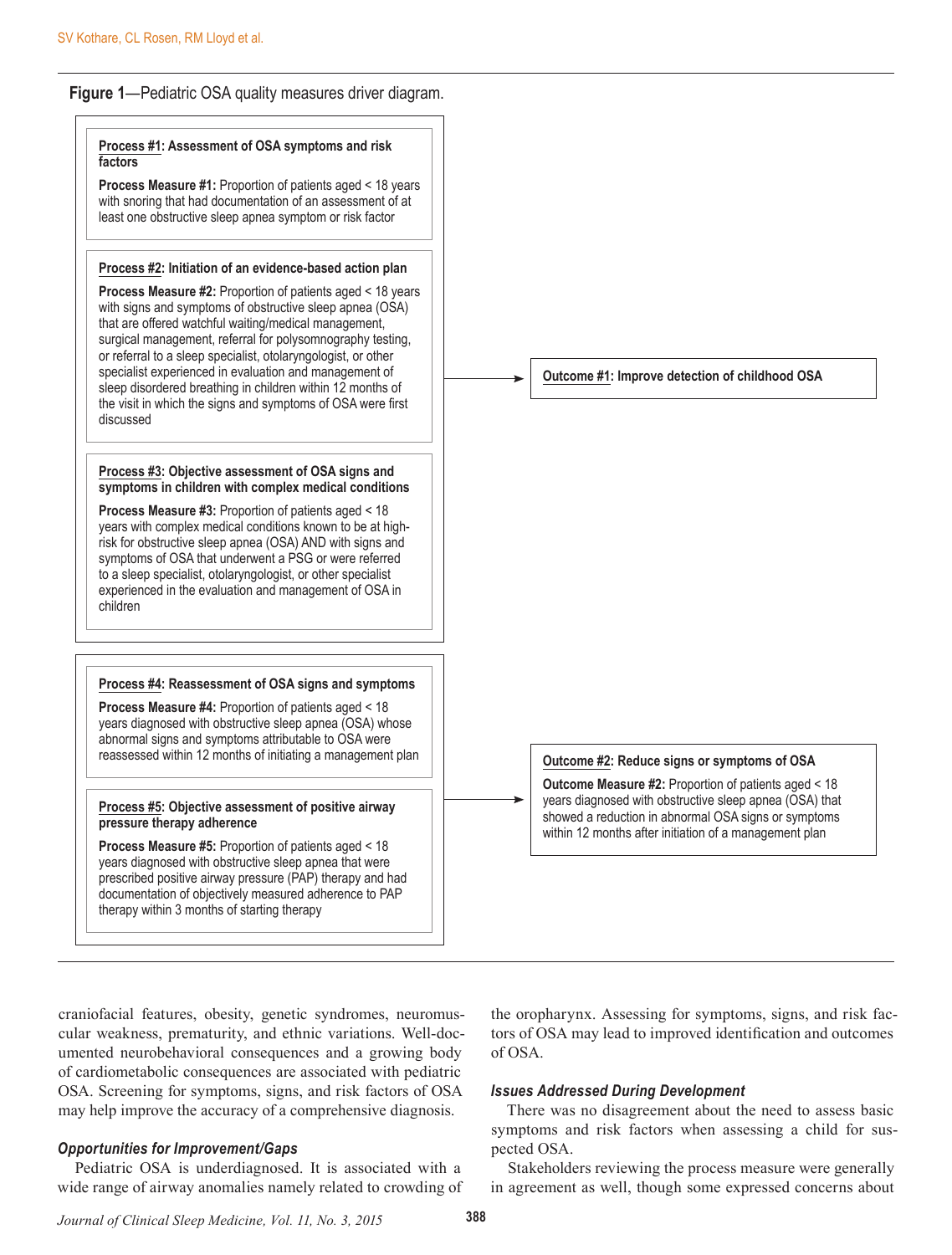**Figure 1**—Pediatric OSA quality measures driver diagram.

**Process #1: Assessment of OSA symptoms and risk factors**

**Process Measure #1:** Proportion of patients aged < 18 years with snoring that had documentation of an assessment of at least one obstructive sleep apnea symptom or risk factor

**Process #2: Initiation of an evidence-based action plan**

**Process Measure #2:** Proportion of patients aged < 18 years with signs and symptoms of obstructive sleep apnea (OSA) that are offered watchful waiting/medical management, surgical management, referral for polysomnography testing, or referral to a sleep specialist, otolaryngologist, or other specialist experienced in evaluation and management of sleep disordered breathing in children within 12 months of the visit in which the signs and symptoms of OSA were first discussed

**Process #3: Objective assessment of OSA signs and symptoms in children with complex medical conditions**

**Process Measure #3:** Proportion of patients aged < 18 years with complex medical conditions known to be at high-risk for obstructive sleep apnea (OSA) AND with signs and symptoms of OSA that underwent a PSG or were referred to a sleep specialist, otolaryngologist, or other specialist experienced in the evaluation and management of OSA in children

→ **Outcome #1: Improve detection of childhood OSA**

**Process #4: Reassessment of OSA signs and symptoms**

**Process Measure #4:** Proportion of patients aged < 18 years diagnosed with obstructive sleep apnea (OSA) whose abnormal signs and symptoms attributable to OSA were reassessed within 12 months of initiating a management plan

**Process #5: Objective assessment of positive airway pressure therapy adherence**

**Process Measure #5:** Proportion of patients aged < 18 years diagnosed with obstructive sleep apnea that were prescribed positive airway pressure (PAP) therapy and had documentation of objectively measured adherence to PAP therapy within 3 months of starting therapy

→ **Outcome #2: Reduce signs or symptoms of OSA**

**Outcome Measure #2:** Proportion of patients aged < 18 years diagnosed with obstructive sleep apnea (OSA) that showed a reduction in abnormal OSA signs or symptoms within 12 months after initiation of a management plan

craniofacial features, obesity, genetic syndromes, neuromuscular weakness, prematurity, and ethnic variations. Well-documented neurobehavioral consequences and a growing body of cardiometabolic consequences are associated with pediatric OSA. Screening for symptoms, signs, and risk factors of OSA may help improve the accuracy of a comprehensive diagnosis.

### *Opportunities for Improvement/Gaps*

Pediatric OSA is underdiagnosed. It is associated with a wide range of airway anomalies namely related to crowding of the oropharynx. Assessing for symptoms, signs, and risk factors of OSA may lead to improved identification and outcomes of OSA.

### *Issues Addressed During Development*

There was no disagreement about the need to assess basic symptoms and risk factors when assessing a child for suspected OSA.

Stakeholders reviewing the process measure were generally in agreement as well, though some expressed concerns about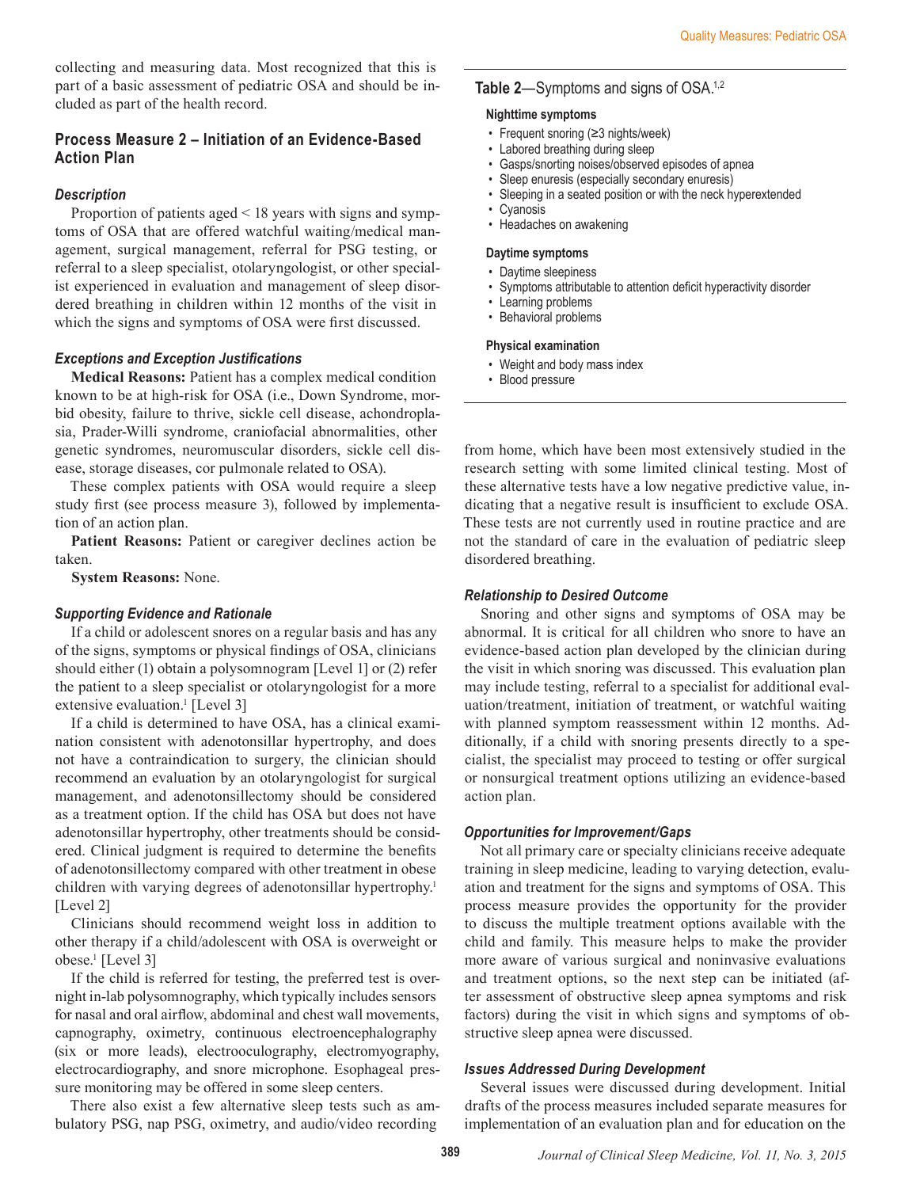collecting and measuring data. Most recognized that this is part of a basic assessment of pediatric OSA and should be included as part of the health record.

### Process Measure 2 – Initiation of an Evidence-Based Action Plan

#### *Description*

Proportion of patients aged < 18 years with signs and symptoms of OSA that are offered watchful waiting/medical management, surgical management, referral for PSG testing, or referral to a sleep specialist, otolaryngologist, or other specialist experienced in evaluation and management of sleep disordered breathing in children within 12 months of the visit in which the signs and symptoms of OSA were first discussed.

#### *Exceptions and Exception Justifications*

**Medical Reasons:** Patient has a complex medical condition known to be at high-risk for OSA (i.e., Down Syndrome, morbid obesity, failure to thrive, sickle cell disease, achondroplasia, Prader-Willi syndrome, craniofacial abnormalities, other genetic syndromes, neuromuscular disorders, sickle cell disease, storage diseases, cor pulmonale related to OSA).

These complex patients with OSA would require a sleep study first (see process measure 3), followed by implementation of an action plan.

**Patient Reasons:** Patient or caregiver declines action be taken.

**System Reasons:** None.

#### *Supporting Evidence and Rationale*

If a child or adolescent snores on a regular basis and has any of the signs, symptoms or physical findings of OSA, clinicians should either (1) obtain a polysomnogram [Level 1] or (2) refer the patient to a sleep specialist or otolaryngologist for a more extensive evaluation.[1] [Level 3]

If a child is determined to have OSA, has a clinical examination consistent with adenotonsillar hypertrophy, and does not have a contraindication to surgery, the clinician should recommend an evaluation by an otolaryngologist for surgical management, and adenotonsillectomy should be considered as a treatment option. If the child has OSA but does not have adenotonsillar hypertrophy, other treatments should be considered. Clinical judgment is required to determine the benefits of adenotonsillectomy compared with other treatment in obese children with varying degrees of adenotonsillar hypertrophy.[1] [Level 2]

Clinicians should recommend weight loss in addition to other therapy if a child/adolescent with OSA is overweight or obese.[1] [Level 3]

If the child is referred for testing, the preferred test is overnight in-lab polysomnography, which typically includes sensors for nasal and oral airflow, abdominal and chest wall movements, capnography, oximetry, continuous electroencephalography (six or more leads), electrooculography, electromyography, electrocardiography, and snore microphone. Esophageal pressure monitoring may be offered in some sleep centers.

There also exist a few alternative sleep tests such as ambulatory PSG, nap PSG, oximetry, and audio/video recording from home, which have been most extensively studied in the research setting with some limited clinical testing. Most of these alternative tests have a low negative predictive value, indicating that a negative result is insufficient to exclude OSA. These tests are not currently used in routine practice and are not the standard of care in the evaluation of pediatric sleep disordered breathing.

**Table 2**—Symptoms and signs of OSA.[1,2]

**Nighttime symptoms**
- Frequent snoring (≥3 nights/week)
- Labored breathing during sleep
- Gasps/snorting noises/observed episodes of apnea
- Sleep enuresis (especially secondary enuresis)
- Sleeping in a seated position or with the neck hyperextended
- Cyanosis
- Headaches on awakening

**Daytime symptoms**
- Daytime sleepiness
- Symptoms attributable to attention deficit hyperactivity disorder
- Learning problems
- Behavioral problems

**Physical examination**
- Weight and body mass index
- Blood pressure

#### *Relationship to Desired Outcome*

Snoring and other signs and symptoms of OSA may be abnormal. It is critical for all children who snore to have an evidence-based action plan developed by the clinician during the visit in which snoring was discussed. This evaluation plan may include testing, referral to a specialist for additional evaluation/treatment, initiation of treatment, or watchful waiting with planned symptom reassessment within 12 months. Additionally, if a child with snoring presents directly to a specialist, the specialist may proceed to testing or offer surgical or nonsurgical treatment options utilizing an evidence-based action plan.

#### *Opportunities for Improvement/Gaps*

Not all primary care or specialty clinicians receive adequate training in sleep medicine, leading to varying detection, evaluation and treatment for the signs and symptoms of OSA. This process measure provides the opportunity for the provider to discuss the multiple treatment options available with the child and family. This measure helps to make the provider more aware of various surgical and noninvasive evaluations and treatment options, so the next step can be initiated (after assessment of obstructive sleep apnea symptoms and risk factors) during the visit in which signs and symptoms of obstructive sleep apnea were discussed.

#### *Issues Addressed During Development*

Several issues were discussed during development. Initial drafts of the process measures included separate measures for implementation of an evaluation plan and for education on the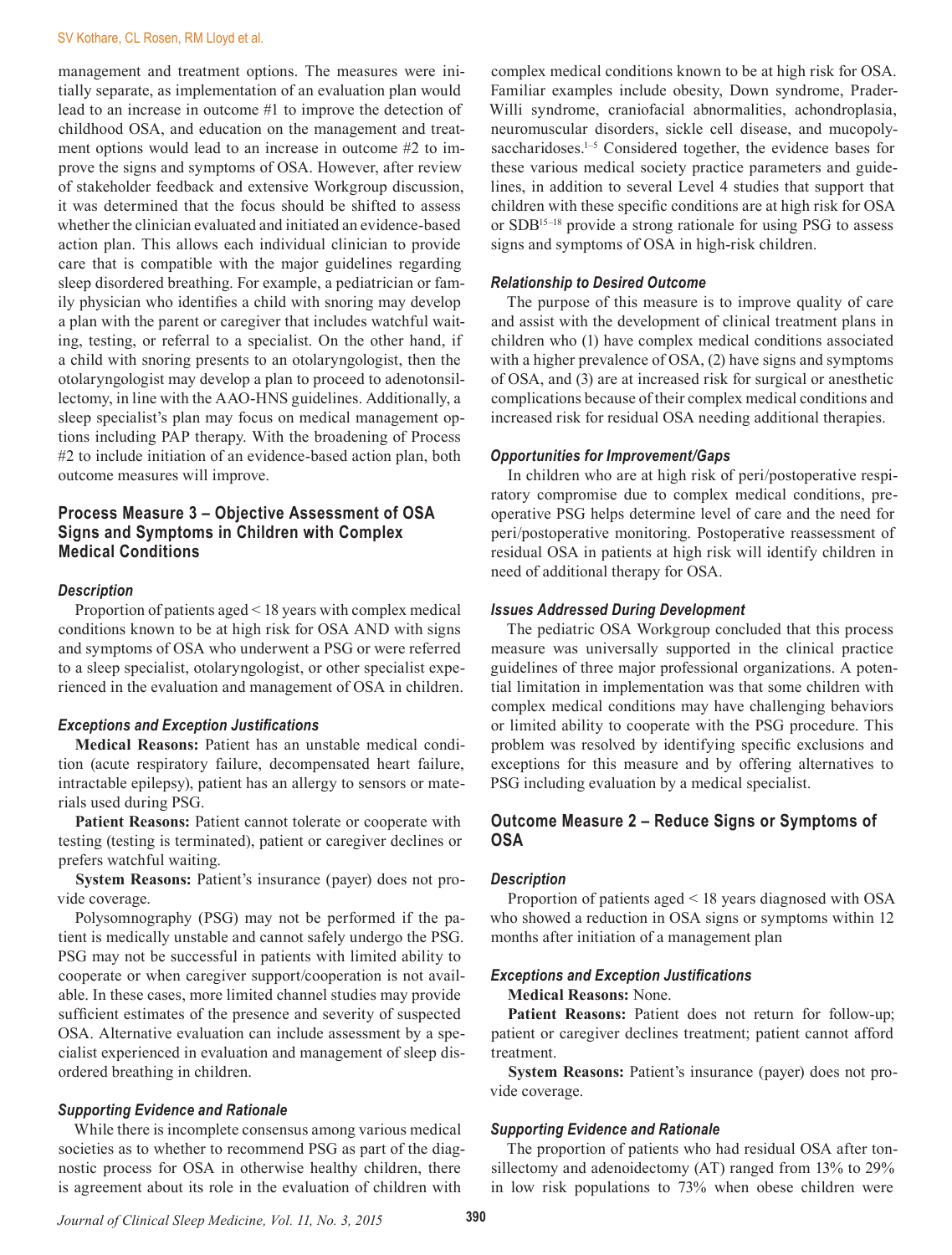management and treatment options. The measures were initially separate, as implementation of an evaluation plan would lead to an increase in outcome #1 to improve the detection of childhood OSA, and education on the management and treatment options would lead to an increase in outcome #2 to improve the signs and symptoms of OSA. However, after review of stakeholder feedback and extensive Workgroup discussion, it was determined that the focus should be shifted to assess whether the clinician evaluated and initiated an evidence-based action plan. This allows each individual clinician to provide care that is compatible with the major guidelines regarding sleep disordered breathing. For example, a pediatrician or family physician who identifies a child with snoring may develop a plan with the parent or caregiver that includes watchful waiting, testing, or referral to a specialist. On the other hand, if a child with snoring presents to an otolaryngologist, then the otolaryngologist may develop a plan to proceed to adenotonsillectomy, in line with the AAO-HNS guidelines. Additionally, a sleep specialist's plan may focus on medical management options including PAP therapy. With the broadening of Process #2 to include initiation of an evidence-based action plan, both outcome measures will improve.

## Process Measure 3 – Objective Assessment of OSA Signs and Symptoms in Children with Complex Medical Conditions

### *Description*

Proportion of patients aged < 18 years with complex medical conditions known to be at high risk for OSA AND with signs and symptoms of OSA who underwent a PSG or were referred to a sleep specialist, otolaryngologist, or other specialist experienced in the evaluation and management of OSA in children.

### *Exceptions and Exception Justifications*

**Medical Reasons:** Patient has an unstable medical condition (acute respiratory failure, decompensated heart failure, intractable epilepsy), patient has an allergy to sensors or materials used during PSG.

**Patient Reasons:** Patient cannot tolerate or cooperate with testing (testing is terminated), patient or caregiver declines or prefers watchful waiting.

**System Reasons:** Patient's insurance (payer) does not provide coverage.

Polysomnography (PSG) may not be performed if the patient is medically unstable and cannot safely undergo the PSG. PSG may not be successful in patients with limited ability to cooperate or when caregiver support/cooperation is not available. In these cases, more limited channel studies may provide sufficient estimates of the presence and severity of suspected OSA. Alternative evaluation can include assessment by a specialist experienced in evaluation and management of sleep disordered breathing in children.

### *Supporting Evidence and Rationale*

While there is incomplete consensus among various medical societies as to whether to recommend PSG as part of the diagnostic process for OSA in otherwise healthy children, there is agreement about its role in the evaluation of children with complex medical conditions known to be at high risk for OSA. Familiar examples include obesity, Down syndrome, Prader-Willi syndrome, craniofacial abnormalities, achondroplasia, neuromuscular disorders, sickle cell disease, and mucopolysaccharidoses.[1–5] Considered together, the evidence bases for these various medical society practice parameters and guidelines, in addition to several Level 4 studies that support that children with these specific conditions are at high risk for OSA or SDB[15–18] provide a strong rationale for using PSG to assess signs and symptoms of OSA in high-risk children.

### *Relationship to Desired Outcome*

The purpose of this measure is to improve quality of care and assist with the development of clinical treatment plans in children who (1) have complex medical conditions associated with a higher prevalence of OSA, (2) have signs and symptoms of OSA, and (3) are at increased risk for surgical or anesthetic complications because of their complex medical conditions and increased risk for residual OSA needing additional therapies.

### *Opportunities for Improvement/Gaps*

In children who are at high risk of peri/postoperative respiratory compromise due to complex medical conditions, preoperative PSG helps determine level of care and the need for peri/postoperative monitoring. Postoperative reassessment of residual OSA in patients at high risk will identify children in need of additional therapy for OSA.

### *Issues Addressed During Development*

The pediatric OSA Workgroup concluded that this process measure was universally supported in the clinical practice guidelines of three major professional organizations. A potential limitation in implementation was that some children with complex medical conditions may have challenging behaviors or limited ability to cooperate with the PSG procedure. This problem was resolved by identifying specific exclusions and exceptions for this measure and by offering alternatives to PSG including evaluation by a medical specialist.

## Outcome Measure 2 – Reduce Signs or Symptoms of OSA

### *Description*

Proportion of patients aged < 18 years diagnosed with OSA who showed a reduction in OSA signs or symptoms within 12 months after initiation of a management plan

### *Exceptions and Exception Justifications*

**Medical Reasons:** None.

**Patient Reasons:** Patient does not return for follow-up; patient or caregiver declines treatment; patient cannot afford treatment.

**System Reasons:** Patient's insurance (payer) does not provide coverage.

### *Supporting Evidence and Rationale*

The proportion of patients who had residual OSA after tonsillectomy and adenoidectomy (AT) ranged from 13% to 29% in low risk populations to 73% when obese children were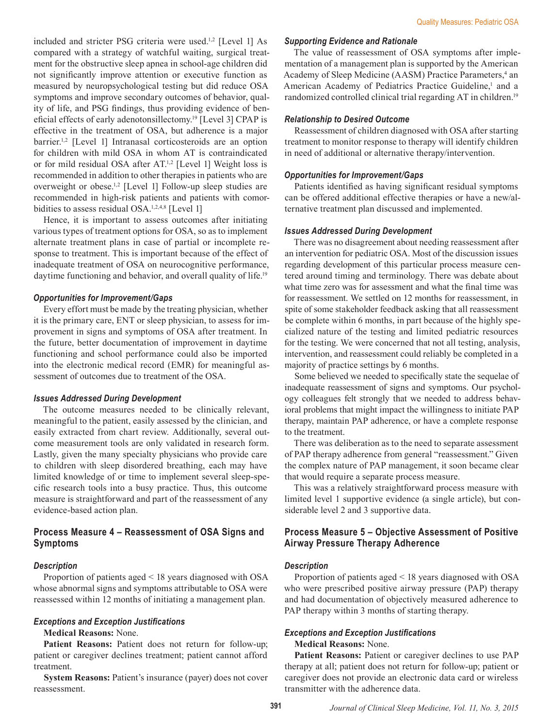included and stricter PSG criteria were used.[1,2] [Level 1] As compared with a strategy of watchful waiting, surgical treatment for the obstructive sleep apnea in school-age children did not significantly improve attention or executive function as measured by neuropsychological testing but did reduce OSA symptoms and improve secondary outcomes of behavior, quality of life, and PSG findings, thus providing evidence of beneficial effects of early adenotonsillectomy.[19] [Level 3] CPAP is effective in the treatment of OSA, but adherence is a major barrier.[1,2] [Level 1] Intranasal corticosteroids are an option for children with mild OSA in whom AT is contraindicated or for mild residual OSA after AT.[1,2] [Level 1] Weight loss is recommended in addition to other therapies in patients who are overweight or obese.[1,2] [Level 1] Follow-up sleep studies are recommended in high-risk patients and patients with comorbidities to assess residual OSA.[1,2,4,8] [Level 1]

Hence, it is important to assess outcomes after initiating various types of treatment options for OSA, so as to implement alternate treatment plans in case of partial or incomplete response to treatment. This is important because of the effect of inadequate treatment of OSA on neurocognitive performance, daytime functioning and behavior, and overall quality of life.[19]

### *Opportunities for Improvement/Gaps*

Every effort must be made by the treating physician, whether it is the primary care, ENT or sleep physician, to assess for improvement in signs and symptoms of OSA after treatment. In the future, better documentation of improvement in daytime functioning and school performance could also be imported into the electronic medical record (EMR) for meaningful assessment of outcomes due to treatment of the OSA.

### *Issues Addressed During Development*

The outcome measures needed to be clinically relevant, meaningful to the patient, easily assessed by the clinician, and easily extracted from chart review. Additionally, several outcome measurement tools are only validated in research form. Lastly, given the many specialty physicians who provide care to children with sleep disordered breathing, each may have limited knowledge of or time to implement several sleep-specific research tools into a busy practice. Thus, this outcome measure is straightforward and part of the reassessment of any evidence-based action plan.

## Process Measure 4 – Reassessment of OSA Signs and Symptoms

### *Description*

Proportion of patients aged < 18 years diagnosed with OSA whose abnormal signs and symptoms attributable to OSA were reassessed within 12 months of initiating a management plan.

### *Exceptions and Exception Justifications*

**Medical Reasons:** None.

**Patient Reasons:** Patient does not return for follow-up; patient or caregiver declines treatment; patient cannot afford treatment.

**System Reasons:** Patient's insurance (payer) does not cover reassessment.

### *Supporting Evidence and Rationale*

The value of reassessment of OSA symptoms after implementation of a management plan is supported by the American Academy of Sleep Medicine (AASM) Practice Parameters,[4] an American Academy of Pediatrics Practice Guideline,[1] and a randomized controlled clinical trial regarding AT in children.[19]

### *Relationship to Desired Outcome*

Reassessment of children diagnosed with OSA after starting treatment to monitor response to therapy will identify children in need of additional or alternative therapy/intervention.

### *Opportunities for Improvement/Gaps*

Patients identified as having significant residual symptoms can be offered additional effective therapies or have a new/alternative treatment plan discussed and implemented.

### *Issues Addressed During Development*

There was no disagreement about needing reassessment after an intervention for pediatric OSA. Most of the discussion issues regarding development of this particular process measure centered around timing and terminology. There was debate about what time zero was for assessment and what the final time was for reassessment. We settled on 12 months for reassessment, in spite of some stakeholder feedback asking that all reassessment be complete within 6 months, in part because of the highly specialized nature of the testing and limited pediatric resources for the testing. We were concerned that not all testing, analysis, intervention, and reassessment could reliably be completed in a majority of practice settings by 6 months.

Some believed we needed to specifically state the sequelae of inadequate reassessment of signs and symptoms. Our psychology colleagues felt strongly that we needed to address behavioral problems that might impact the willingness to initiate PAP therapy, maintain PAP adherence, or have a complete response to the treatment.

There was deliberation as to the need to separate assessment of PAP therapy adherence from general "reassessment." Given the complex nature of PAP management, it soon became clear that would require a separate process measure.

This was a relatively straightforward process measure with limited level 1 supportive evidence (a single article), but considerable level 2 and 3 supportive data.

## Process Measure 5 – Objective Assessment of Positive Airway Pressure Therapy Adherence

### *Description*

Proportion of patients aged < 18 years diagnosed with OSA who were prescribed positive airway pressure (PAP) therapy and had documentation of objectively measured adherence to PAP therapy within 3 months of starting therapy.

### *Exceptions and Exception Justifications*

**Medical Reasons:** None.

**Patient Reasons:** Patient or caregiver declines to use PAP therapy at all; patient does not return for follow-up; patient or caregiver does not provide an electronic data card or wireless transmitter with the adherence data.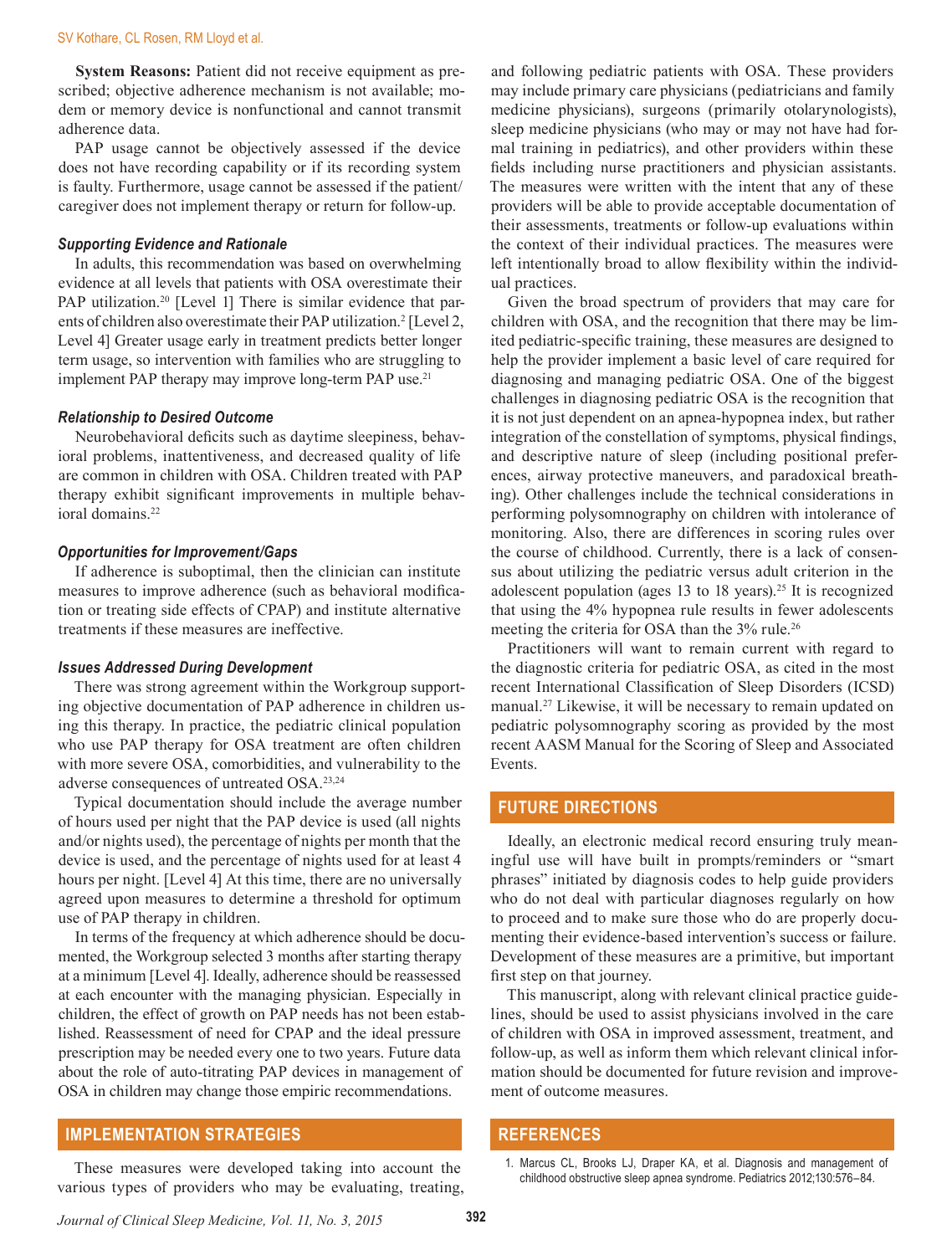**System Reasons:** Patient did not receive equipment as prescribed; objective adherence mechanism is not available; modem or memory device is nonfunctional and cannot transmit adherence data.

PAP usage cannot be objectively assessed if the device does not have recording capability or if its recording system is faulty. Furthermore, usage cannot be assessed if the patient/caregiver does not implement therapy or return for follow-up.

#### *Supporting Evidence and Rationale*

In adults, this recommendation was based on overwhelming evidence at all levels that patients with OSA overestimate their PAP utilization.[20] [Level 1] There is similar evidence that parents of children also overestimate their PAP utilization.[2] [Level 2, Level 4] Greater usage early in treatment predicts better longer term usage, so intervention with families who are struggling to implement PAP therapy may improve long-term PAP use.[21]

#### *Relationship to Desired Outcome*

Neurobehavioral deficits such as daytime sleepiness, behavioral problems, inattentiveness, and decreased quality of life are common in children with OSA. Children treated with PAP therapy exhibit significant improvements in multiple behavioral domains.[22]

#### *Opportunities for Improvement/Gaps*

If adherence is suboptimal, then the clinician can institute measures to improve adherence (such as behavioral modification or treating side effects of CPAP) and institute alternative treatments if these measures are ineffective.

#### *Issues Addressed During Development*

There was strong agreement within the Workgroup supporting objective documentation of PAP adherence in children using this therapy. In practice, the pediatric clinical population who use PAP therapy for OSA treatment are often children with more severe OSA, comorbidities, and vulnerability to the adverse consequences of untreated OSA.[23,24]

Typical documentation should include the average number of hours used per night that the PAP device is used (all nights and/or nights used), the percentage of nights per month that the device is used, and the percentage of nights used for at least 4 hours per night. [Level 4] At this time, there are no universally agreed upon measures to determine a threshold for optimum use of PAP therapy in children.

In terms of the frequency at which adherence should be documented, the Workgroup selected 3 months after starting therapy at a minimum [Level 4]. Ideally, adherence should be reassessed at each encounter with the managing physician. Especially in children, the effect of growth on PAP needs has not been established. Reassessment of need for CPAP and the ideal pressure prescription may be needed every one to two years. Future data about the role of auto-titrating PAP devices in management of OSA in children may change those empiric recommendations.

## IMPLEMENTATION STRATEGIES

These measures were developed taking into account the various types of providers who may be evaluating, treating, and following pediatric patients with OSA. These providers may include primary care physicians (pediatricians and family medicine physicians), surgeons (primarily otolarynologists), sleep medicine physicians (who may or may not have had formal training in pediatrics), and other providers within these fields including nurse practitioners and physician assistants. The measures were written with the intent that any of these providers will be able to provide acceptable documentation of their assessments, treatments or follow-up evaluations within the context of their individual practices. The measures were left intentionally broad to allow flexibility within the individual practices.

Given the broad spectrum of providers that may care for children with OSA, and the recognition that there may be limited pediatric-specific training, these measures are designed to help the provider implement a basic level of care required for diagnosing and managing pediatric OSA. One of the biggest challenges in diagnosing pediatric OSA is the recognition that it is not just dependent on an apnea-hypopnea index, but rather integration of the constellation of symptoms, physical findings, and descriptive nature of sleep (including positional preferences, airway protective maneuvers, and paradoxical breathing). Other challenges include the technical considerations in performing polysomnography on children with intolerance of monitoring. Also, there are differences in scoring rules over the course of childhood. Currently, there is a lack of consensus about utilizing the pediatric versus adult criterion in the adolescent population (ages 13 to 18 years).[25] It is recognized that using the 4% hypopnea rule results in fewer adolescents meeting the criteria for OSA than the 3% rule.[26]

Practitioners will want to remain current with regard to the diagnostic criteria for pediatric OSA, as cited in the most recent International Classification of Sleep Disorders (ICSD) manual.[27] Likewise, it will be necessary to remain updated on pediatric polysomnography scoring as provided by the most recent AASM Manual for the Scoring of Sleep and Associated Events.

## FUTURE DIRECTIONS

Ideally, an electronic medical record ensuring truly meaningful use will have built in prompts/reminders or "smart phrases" initiated by diagnosis codes to help guide providers who do not deal with particular diagnoses regularly on how to proceed and to make sure those who do are properly documenting their evidence-based intervention's success or failure. Development of these measures are a primitive, but important first step on that journey.

This manuscript, along with relevant clinical practice guidelines, should be used to assist physicians involved in the care of children with OSA in improved assessment, treatment, and follow-up, as well as inform them which relevant clinical information should be documented for future revision and improvement of outcome measures.

## REFERENCES

1. Marcus CL, Brooks LJ, Draper KA, et al. Diagnosis and management of childhood obstructive sleep apnea syndrome. Pediatrics 2012;130:576–84.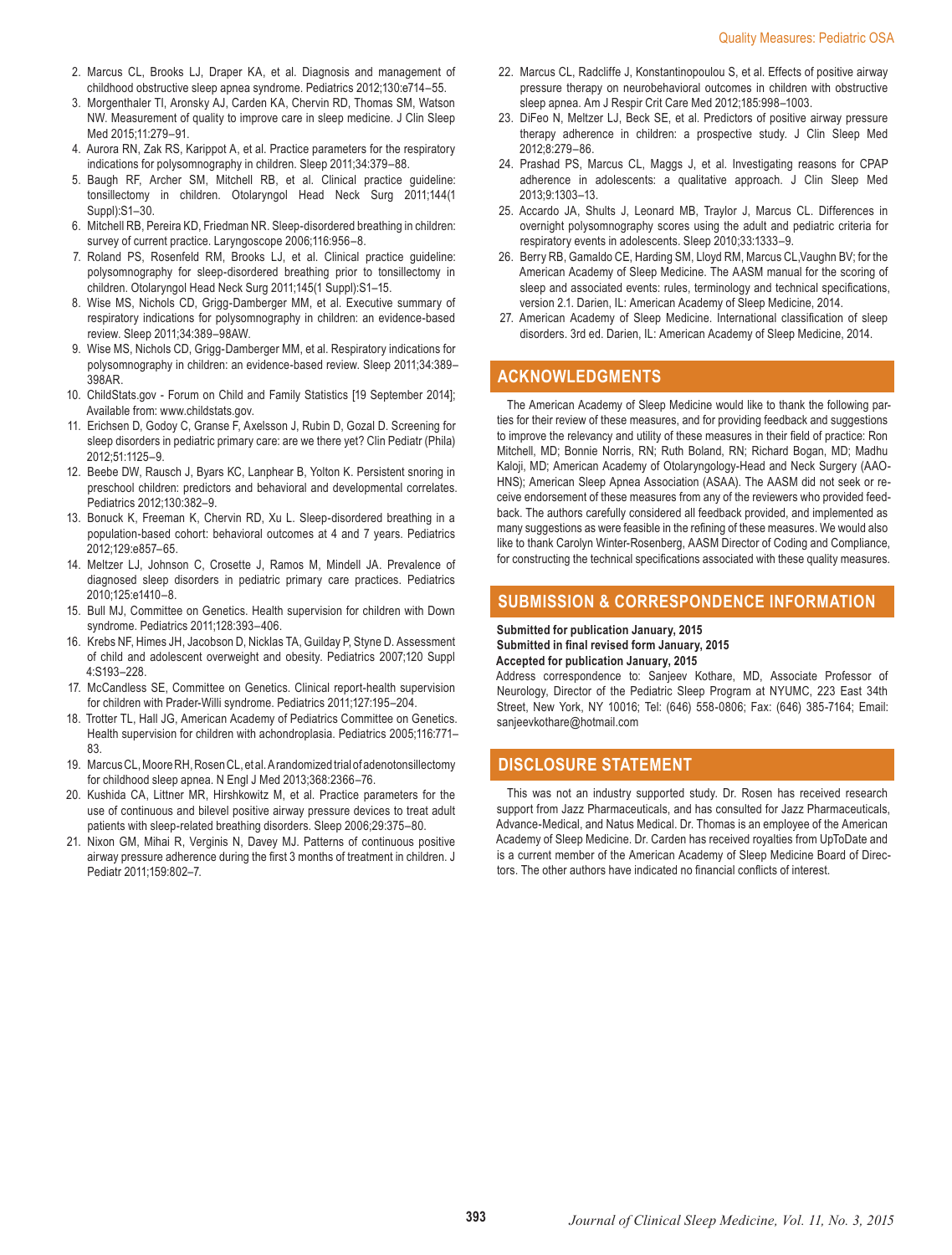2. Marcus CL, Brooks LJ, Draper KA, et al. Diagnosis and management of childhood obstructive sleep apnea syndrome. Pediatrics 2012;130:e714–55.
3. Morgenthaler TI, Aronsky AJ, Carden KA, Chervin RD, Thomas SM, Watson NW. Measurement of quality to improve care in sleep medicine. J Clin Sleep Med 2015;11:279–91.
4. Aurora RN, Zak RS, Karippot A, et al. Practice parameters for the respiratory indications for polysomnography in children. Sleep 2011;34:379–88.
5. Baugh RF, Archer SM, Mitchell RB, et al. Clinical practice guideline: tonsillectomy in children. Otolaryngol Head Neck Surg 2011;144(1 Suppl):S1–30.
6. Mitchell RB, Pereira KD, Friedman NR. Sleep-disordered breathing in children: survey of current practice. Laryngoscope 2006;116:956–8.
7. Roland PS, Rosenfeld RM, Brooks LJ, et al. Clinical practice guideline: polysomnography for sleep-disordered breathing prior to tonsillectomy in children. Otolaryngol Head Neck Surg 2011;145(1 Suppl):S1–15.
8. Wise MS, Nichols CD, Grigg-Damberger MM, et al. Executive summary of respiratory indications for polysomnography in children: an evidence-based review. Sleep 2011;34:389–98AW.
9. Wise MS, Nichols CD, Grigg-Damberger MM, et al. Respiratory indications for polysomnography in children: an evidence-based review. Sleep 2011;34:389–398AR.
10. ChildStats.gov - Forum on Child and Family Statistics [19 September 2014]; Available from: www.childstats.gov.
11. Erichsen D, Godoy C, Granse F, Axelsson J, Rubin D, Gozal D. Screening for sleep disorders in pediatric primary care: are we there yet? Clin Pediatr (Phila) 2012;51:1125–9.
12. Beebe DW, Rausch J, Byars KC, Lanphear B, Yolton K. Persistent snoring in preschool children: predictors and behavioral and developmental correlates. Pediatrics 2012;130:382–9.
13. Bonuck K, Freeman K, Chervin RD, Xu L. Sleep-disordered breathing in a population-based cohort: behavioral outcomes at 4 and 7 years. Pediatrics 2012;129:e857–65.
14. Meltzer LJ, Johnson C, Crosette J, Ramos M, Mindell JA. Prevalence of diagnosed sleep disorders in pediatric primary care practices. Pediatrics 2010;125:e1410–8.
15. Bull MJ, Committee on Genetics. Health supervision for children with Down syndrome. Pediatrics 2011;128:393–406.
16. Krebs NF, Himes JH, Jacobson D, Nicklas TA, Guilday P, Styne D. Assessment of child and adolescent overweight and obesity. Pediatrics 2007;120 Suppl 4:S193–228.
17. McCandless SE, Committee on Genetics. Clinical report-health supervision for children with Prader-Willi syndrome. Pediatrics 2011;127:195–204.
18. Trotter TL, Hall JG, American Academy of Pediatrics Committee on Genetics. Health supervision for children with achondroplasia. Pediatrics 2005;116:771–83.
19. Marcus CL, Moore RH, Rosen CL, et al. A randomized trial of adenotonsillectomy for childhood sleep apnea. N Engl J Med 2013;368:2366–76.
20. Kushida CA, Littner MR, Hirshkowitz M, et al. Practice parameters for the use of continuous and bilevel positive airway pressure devices to treat adult patients with sleep-related breathing disorders. Sleep 2006;29:375–80.
21. Nixon GM, Mihai R, Verginis N, Davey MJ. Patterns of continuous positive airway pressure adherence during the first 3 months of treatment in children. J Pediatr 2011;159:802–7.
22. Marcus CL, Radcliffe J, Konstantinopoulou S, et al. Effects of positive airway pressure therapy on neurobehavioral outcomes in children with obstructive sleep apnea. Am J Respir Crit Care Med 2012;185:998–1003.
23. DiFeo N, Meltzer LJ, Beck SE, et al. Predictors of positive airway pressure therapy adherence in children: a prospective study. J Clin Sleep Med 2012;8:279–86.
24. Prashad PS, Marcus CL, Maggs J, et al. Investigating reasons for CPAP adherence in adolescents: a qualitative approach. J Clin Sleep Med 2013;9:1303–13.
25. Accardo JA, Shults J, Leonard MB, Traylor J, Marcus CL. Differences in overnight polysomnography scores using the adult and pediatric criteria for respiratory events in adolescents. Sleep 2010;33:1333–9.
26. Berry RB, Gamaldo CE, Harding SM, Lloyd RM, Marcus CL,Vaughn BV; for the American Academy of Sleep Medicine. The AASM manual for the scoring of sleep and associated events: rules, terminology and technical specifications, version 2.1. Darien, IL: American Academy of Sleep Medicine, 2014.
27. American Academy of Sleep Medicine. International classification of sleep disorders. 3rd ed. Darien, IL: American Academy of Sleep Medicine, 2014.

## ACKNOWLEDGMENTS

The American Academy of Sleep Medicine would like to thank the following parties for their review of these measures, and for providing feedback and suggestions to improve the relevancy and utility of these measures in their field of practice: Ron Mitchell, MD; Bonnie Norris, RN; Ruth Boland, RN; Richard Bogan, MD; Madhu Kaloji, MD; American Academy of Otolaryngology-Head and Neck Surgery (AAO-HNS); American Sleep Apnea Association (ASAA). The AASM did not seek or receive endorsement of these measures from any of the reviewers who provided feedback. The authors carefully considered all feedback provided, and implemented as many suggestions as were feasible in the refining of these measures. We would also like to thank Carolyn Winter-Rosenberg, AASM Director of Coding and Compliance, for constructing the technical specifications associated with these quality measures.

## SUBMISSION & CORRESPONDENCE INFORMATION

**Submitted for publication January, 2015**
**Submitted in final revised form January, 2015**
**Accepted for publication January, 2015**

Address correspondence to: Sanjeev Kothare, MD, Associate Professor of Neurology, Director of the Pediatric Sleep Program at NYUMC, 223 East 34th Street, New York, NY 10016; Tel: (646) 558-0806; Fax: (646) 385-7164; Email: sanjeevkothare@hotmail.com

## DISCLOSURE STATEMENT

This was not an industry supported study. Dr. Rosen has received research support from Jazz Pharmaceuticals, and has consulted for Jazz Pharmaceuticals, Advance-Medical, and Natus Medical. Dr. Thomas is an employee of the American Academy of Sleep Medicine. Dr. Carden has received royalties from UpToDate and is a current member of the American Academy of Sleep Medicine Board of Directors. The other authors have indicated no financial conflicts of interest.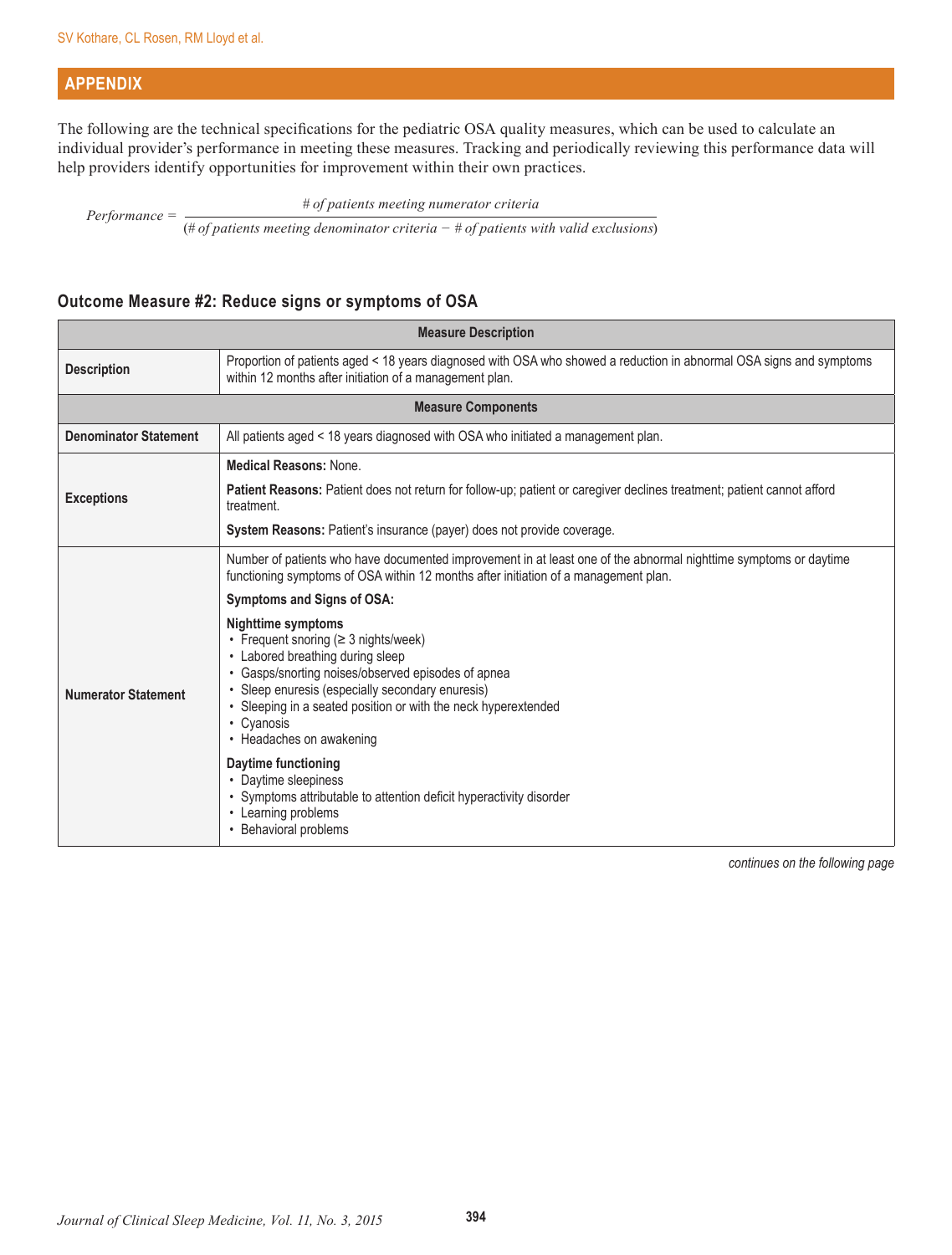## APPENDIX

The following are the technical specifications for the pediatric OSA quality measures, which can be used to calculate an individual provider's performance in meeting these measures. Tracking and periodically reviewing this performance data will help providers identify opportunities for improvement within their own practices.

$$Performance = \frac{\#\ of\ patients\ meeting\ numerator\ criteria}{(\#\ of\ patients\ meeting\ denominator\ criteria - \#\ of\ patients\ with\ valid\ exclusions)}$$

### Outcome Measure #2: Reduce signs or symptoms of OSA

| Measure Description | |
|---|---|
| **Description** | Proportion of patients aged < 18 years diagnosed with OSA who showed a reduction in abnormal OSA signs and symptoms within 12 months after initiation of a management plan. |
| **Measure Components** | |
| **Denominator Statement** | All patients aged < 18 years diagnosed with OSA who initiated a management plan. |
| **Exceptions** | **Medical Reasons:** None.<br><br>**Patient Reasons:** Patient does not return for follow-up; patient or caregiver declines treatment; patient cannot afford treatment.<br><br>**System Reasons:** Patient's insurance (payer) does not provide coverage. |
| **Numerator Statement** | Number of patients who have documented improvement in at least one of the abnormal nighttime symptoms or daytime functioning symptoms of OSA within 12 months after initiation of a management plan.<br><br>**Symptoms and Signs of OSA:**<br><br>**Nighttime symptoms**<br>• Frequent snoring (≥ 3 nights/week)<br>• Labored breathing during sleep<br>• Gasps/snorting noises/observed episodes of apnea<br>• Sleep enuresis (especially secondary enuresis)<br>• Sleeping in a seated position or with the neck hyperextended<br>• Cyanosis<br>• Headaches on awakening<br><br>**Daytime functioning**<br>• Daytime sleepiness<br>• Symptoms attributable to attention deficit hyperactivity disorder<br>• Learning problems<br>• Behavioral problems |

*continues on the following page*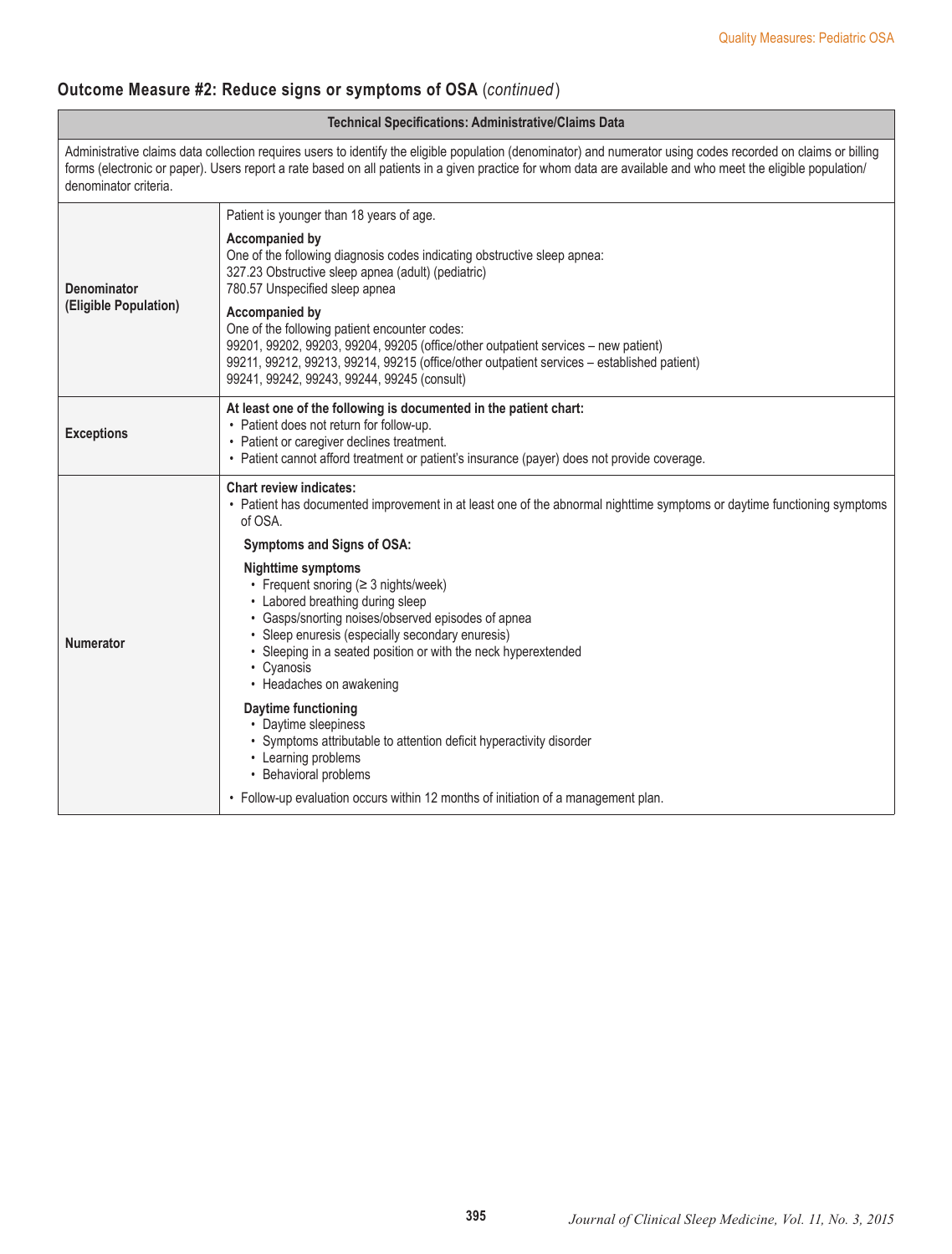## Outcome Measure #2: Reduce signs or symptoms of OSA (*continued*)

| Technical Specifications: Administrative/Claims Data | |
|---|---|
| Administrative claims data collection requires users to identify the eligible population (denominator) and numerator using codes recorded on claims or billing forms (electronic or paper). Users report a rate based on all patients in a given practice for whom data are available and who meet the eligible population/denominator criteria. | |
| **Denominator (Eligible Population)** | Patient is younger than 18 years of age.<br><br>**Accompanied by**<br>One of the following diagnosis codes indicating obstructive sleep apnea:<br>327.23 Obstructive sleep apnea (adult) (pediatric)<br>780.57 Unspecified sleep apnea<br><br>**Accompanied by**<br>One of the following patient encounter codes:<br>99201, 99202, 99203, 99204, 99205 (office/other outpatient services – new patient)<br>99211, 99212, 99213, 99214, 99215 (office/other outpatient services – established patient)<br>99241, 99242, 99243, 99244, 99245 (consult) |
| **Exceptions** | **At least one of the following is documented in the patient chart:**<br>• Patient does not return for follow-up.<br>• Patient or caregiver declines treatment.<br>• Patient cannot afford treatment or patient's insurance (payer) does not provide coverage. |
| **Numerator** | **Chart review indicates:**<br>• Patient has documented improvement in at least one of the abnormal nighttime symptoms or daytime functioning symptoms of OSA.<br><br>**Symptoms and Signs of OSA:**<br><br>**Nighttime symptoms**<br>• Frequent snoring (≥ 3 nights/week)<br>• Labored breathing during sleep<br>• Gasps/snorting noises/observed episodes of apnea<br>• Sleep enuresis (especially secondary enuresis)<br>• Sleeping in a seated position or with the neck hyperextended<br>• Cyanosis<br>• Headaches on awakening<br><br>**Daytime functioning**<br>• Daytime sleepiness<br>• Symptoms attributable to attention deficit hyperactivity disorder<br>• Learning problems<br>• Behavioral problems<br><br>• Follow-up evaluation occurs within 12 months of initiation of a management plan. |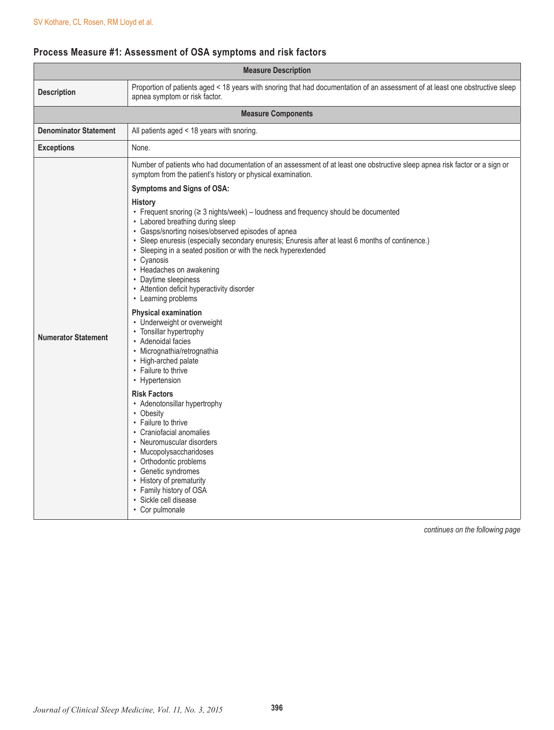## Process Measure #1: Assessment of OSA symptoms and risk factors

| Measure Description | |
|---|---|
| **Description** | Proportion of patients aged < 18 years with snoring that had documentation of an assessment of at least one obstructive sleep apnea symptom or risk factor. |
| **Measure Components** | |
| **Denominator Statement** | All patients aged < 18 years with snoring. |
| **Exceptions** | None. |
| **Numerator Statement** | Number of patients who had documentation of an assessment of at least one obstructive sleep apnea risk factor or a sign or symptom from the patient's history or physical examination.<br><br>**Symptoms and Signs of OSA:**<br><br>**History**<br>• Frequent snoring (≥ 3 nights/week) – loudness and frequency should be documented<br>• Labored breathing during sleep<br>• Gasps/snorting noises/observed episodes of apnea<br>• Sleep enuresis (especially secondary enuresis; Enuresis after at least 6 months of continence.)<br>• Sleeping in a seated position or with the neck hyperextended<br>• Cyanosis<br>• Headaches on awakening<br>• Daytime sleepiness<br>• Attention deficit hyperactivity disorder<br>• Learning problems<br><br>**Physical examination**<br>• Underweight or overweight<br>• Tonsillar hypertrophy<br>• Adenoidal facies<br>• Micrognathia/retrognathia<br>• High-arched palate<br>• Failure to thrive<br>• Hypertension<br><br>**Risk Factors**<br>• Adenotonsillar hypertrophy<br>• Obesity<br>• Failure to thrive<br>• Craniofacial anomalies<br>• Neuromuscular disorders<br>• Mucopolysaccharidoses<br>• Orthodontic problems<br>• Genetic syndromes<br>• History of prematurity<br>• Family history of OSA<br>• Sickle cell disease<br>• Cor pulmonale |

*continues on the following page*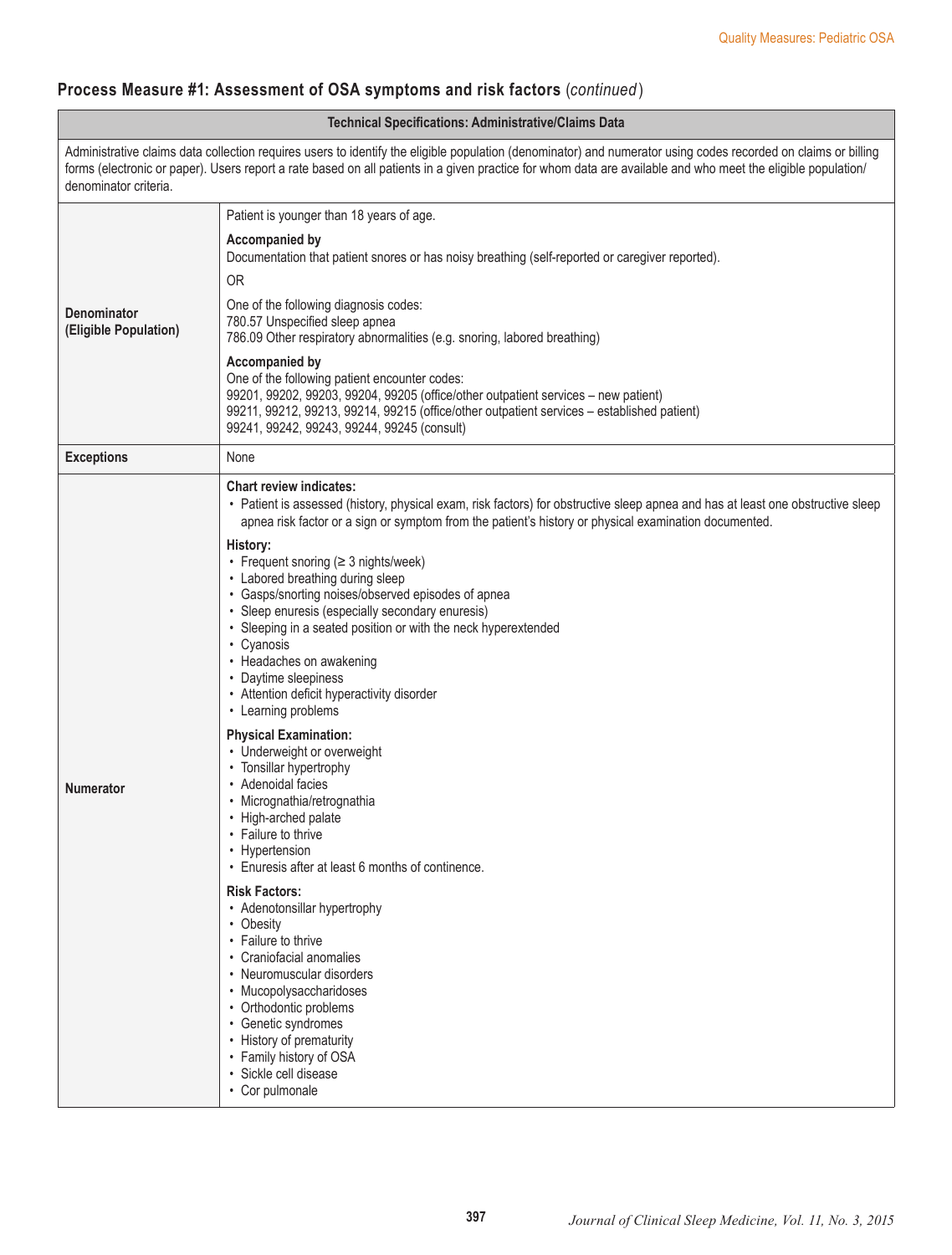## Process Measure #1: Assessment of OSA symptoms and risk factors (*continued*)

| Technical Specifications: Administrative/Claims Data | |
|---|---|
| Administrative claims data collection requires users to identify the eligible population (denominator) and numerator using codes recorded on claims or billing forms (electronic or paper). Users report a rate based on all patients in a given practice for whom data are available and who meet the eligible population/denominator criteria. | |
| **Denominator (Eligible Population)** | Patient is younger than 18 years of age.<br><br>**Accompanied by**<br>Documentation that patient snores or has noisy breathing (self-reported or caregiver reported).<br><br>OR<br><br>One of the following diagnosis codes:<br>780.57 Unspecified sleep apnea<br>786.09 Other respiratory abnormalities (e.g. snoring, labored breathing)<br><br>**Accompanied by**<br>One of the following patient encounter codes:<br>99201, 99202, 99203, 99204, 99205 (office/other outpatient services – new patient)<br>99211, 99212, 99213, 99214, 99215 (office/other outpatient services – established patient)<br>99241, 99242, 99243, 99244, 99245 (consult) |
| **Exceptions** | None |
| **Numerator** | **Chart review indicates:**<br>• Patient is assessed (history, physical exam, risk factors) for obstructive sleep apnea and has at least one obstructive sleep apnea risk factor or a sign or symptom from the patient's history or physical examination documented.<br><br>**History:**<br>• Frequent snoring (≥ 3 nights/week)<br>• Labored breathing during sleep<br>• Gasps/snorting noises/observed episodes of apnea<br>• Sleep enuresis (especially secondary enuresis)<br>• Sleeping in a seated position or with the neck hyperextended<br>• Cyanosis<br>• Headaches on awakening<br>• Daytime sleepiness<br>• Attention deficit hyperactivity disorder<br>• Learning problems<br><br>**Physical Examination:**<br>• Underweight or overweight<br>• Tonsillar hypertrophy<br>• Adenoidal facies<br>• Micrognathia/retrognathia<br>• High-arched palate<br>• Failure to thrive<br>• Hypertension<br>• Enuresis after at least 6 months of continence.<br><br>**Risk Factors:**<br>• Adenotonsillar hypertrophy<br>• Obesity<br>• Failure to thrive<br>• Craniofacial anomalies<br>• Neuromuscular disorders<br>• Mucopolysaccharidoses<br>• Orthodontic problems<br>• Genetic syndromes<br>• History of prematurity<br>• Family history of OSA<br>• Sickle cell disease<br>• Cor pulmonale |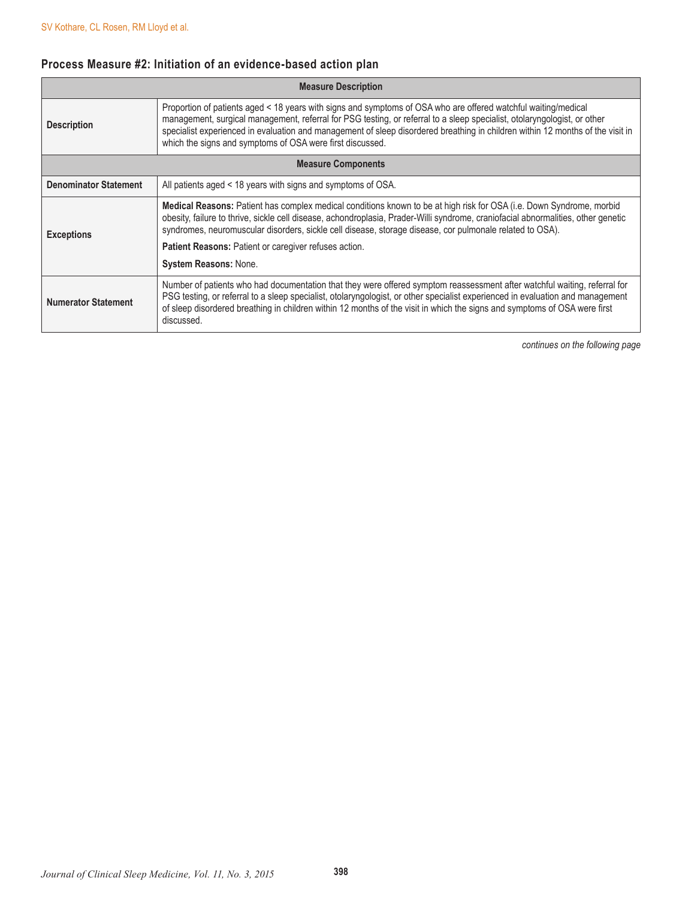## Process Measure #2: Initiation of an evidence-based action plan

| Measure Description | |
|---|---|
| **Description** | Proportion of patients aged < 18 years with signs and symptoms of OSA who are offered watchful waiting/medical management, surgical management, referral for PSG testing, or referral to a sleep specialist, otolaryngologist, or other specialist experienced in evaluation and management of sleep disordered breathing in children within 12 months of the visit in which the signs and symptoms of OSA were first discussed. |
| **Measure Components** | |
| **Denominator Statement** | All patients aged < 18 years with signs and symptoms of OSA. |
| **Exceptions** | **Medical Reasons:** Patient has complex medical conditions known to be at high risk for OSA (i.e. Down Syndrome, morbid obesity, failure to thrive, sickle cell disease, achondroplasia, Prader-Willi syndrome, craniofacial abnormalities, other genetic syndromes, neuromuscular disorders, sickle cell disease, storage disease, cor pulmonale related to OSA).<br>**Patient Reasons:** Patient or caregiver refuses action.<br>**System Reasons:** None. |
| **Numerator Statement** | Number of patients who had documentation that they were offered symptom reassessment after watchful waiting, referral for PSG testing, or referral to a sleep specialist, otolaryngologist, or other specialist experienced in evaluation and management of sleep disordered breathing in children within 12 months of the visit in which the signs and symptoms of OSA were first discussed. |

*continues on the following page*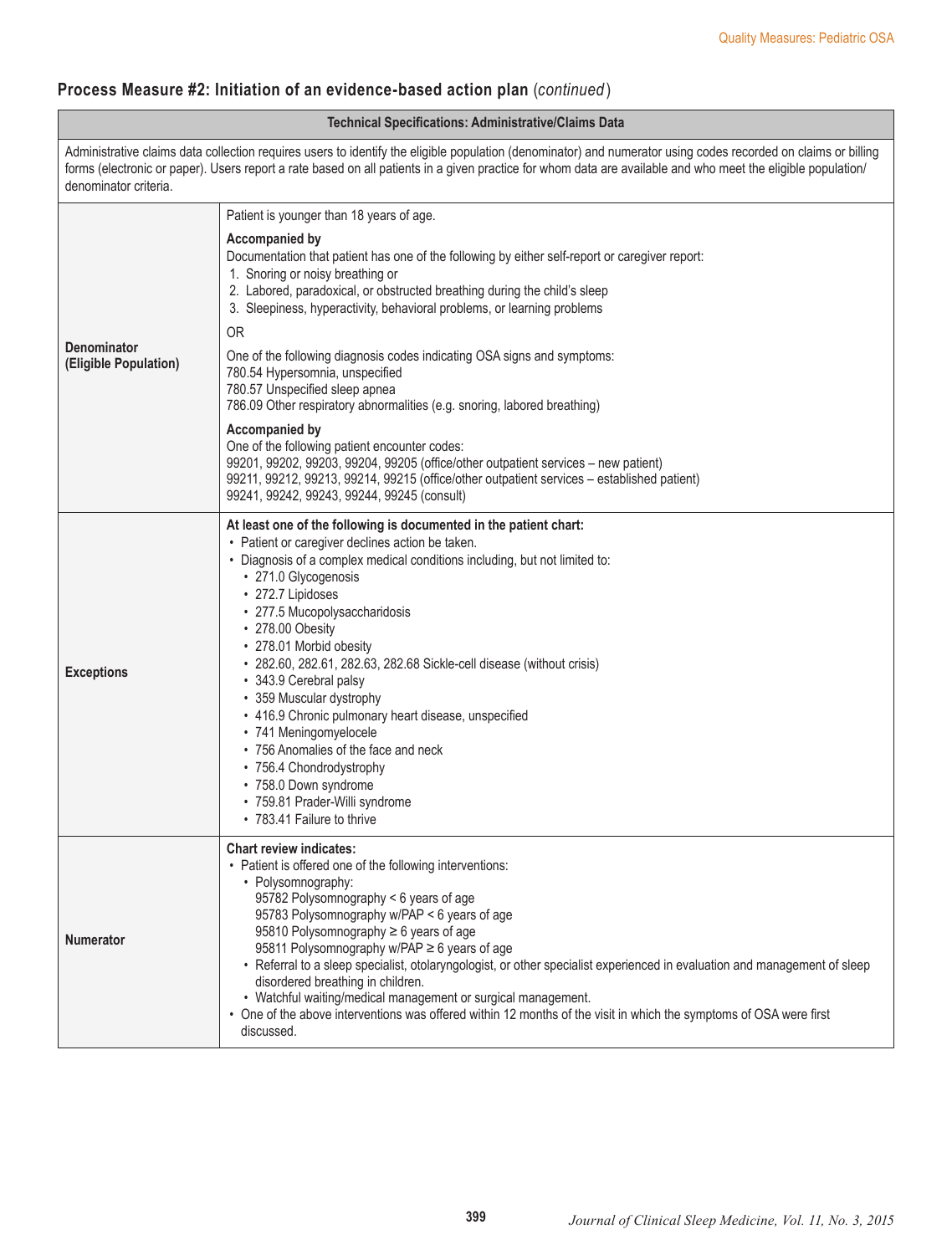## Process Measure #2: Initiation of an evidence-based action plan (*continued*)

| Technical Specifications: Administrative/Claims Data | |
|---|---|
| Administrative claims data collection requires users to identify the eligible population (denominator) and numerator using codes recorded on claims or billing forms (electronic or paper). Users report a rate based on all patients in a given practice for whom data are available and who meet the eligible population/denominator criteria. | |
| **Denominator (Eligible Population)** | Patient is younger than 18 years of age.<br><br>**Accompanied by**<br>Documentation that patient has one of the following by either self-report or caregiver report:<br>1. Snoring or noisy breathing or<br>2. Labored, paradoxical, or obstructed breathing during the child's sleep<br>3. Sleepiness, hyperactivity, behavioral problems, or learning problems<br><br>OR<br><br>One of the following diagnosis codes indicating OSA signs and symptoms:<br>780.54 Hypersomnia, unspecified<br>780.57 Unspecified sleep apnea<br>786.09 Other respiratory abnormalities (e.g. snoring, labored breathing)<br><br>**Accompanied by**<br>One of the following patient encounter codes:<br>99201, 99202, 99203, 99204, 99205 (office/other outpatient services – new patient)<br>99211, 99212, 99213, 99214, 99215 (office/other outpatient services – established patient)<br>99241, 99242, 99243, 99244, 99245 (consult) |
| **Exceptions** | **At least one of the following is documented in the patient chart:**<br>• Patient or caregiver declines action be taken.<br>• Diagnosis of a complex medical conditions including, but not limited to:<br>  • 271.0 Glycogenosis<br>  • 272.7 Lipidoses<br>  • 277.5 Mucopolysaccharidosis<br>  • 278.00 Obesity<br>  • 278.01 Morbid obesity<br>  • 282.60, 282.61, 282.63, 282.68 Sickle-cell disease (without crisis)<br>  • 343.9 Cerebral palsy<br>  • 359 Muscular dystrophy<br>  • 416.9 Chronic pulmonary heart disease, unspecified<br>  • 741 Meningomyelocele<br>  • 756 Anomalies of the face and neck<br>  • 756.4 Chondrodystrophy<br>  • 758.0 Down syndrome<br>  • 759.81 Prader-Willi syndrome<br>  • 783.41 Failure to thrive |
| **Numerator** | **Chart review indicates:**<br>• Patient is offered one of the following interventions:<br>  • Polysomnography:<br>    95782 Polysomnography < 6 years of age<br>    95783 Polysomnography w/PAP < 6 years of age<br>    95810 Polysomnography ≥ 6 years of age<br>    95811 Polysomnography w/PAP ≥ 6 years of age<br>  • Referral to a sleep specialist, otolaryngologist, or other specialist experienced in evaluation and management of sleep disordered breathing in children.<br>  • Watchful waiting/medical management or surgical management.<br>• One of the above interventions was offered within 12 months of the visit in which the symptoms of OSA were first discussed. |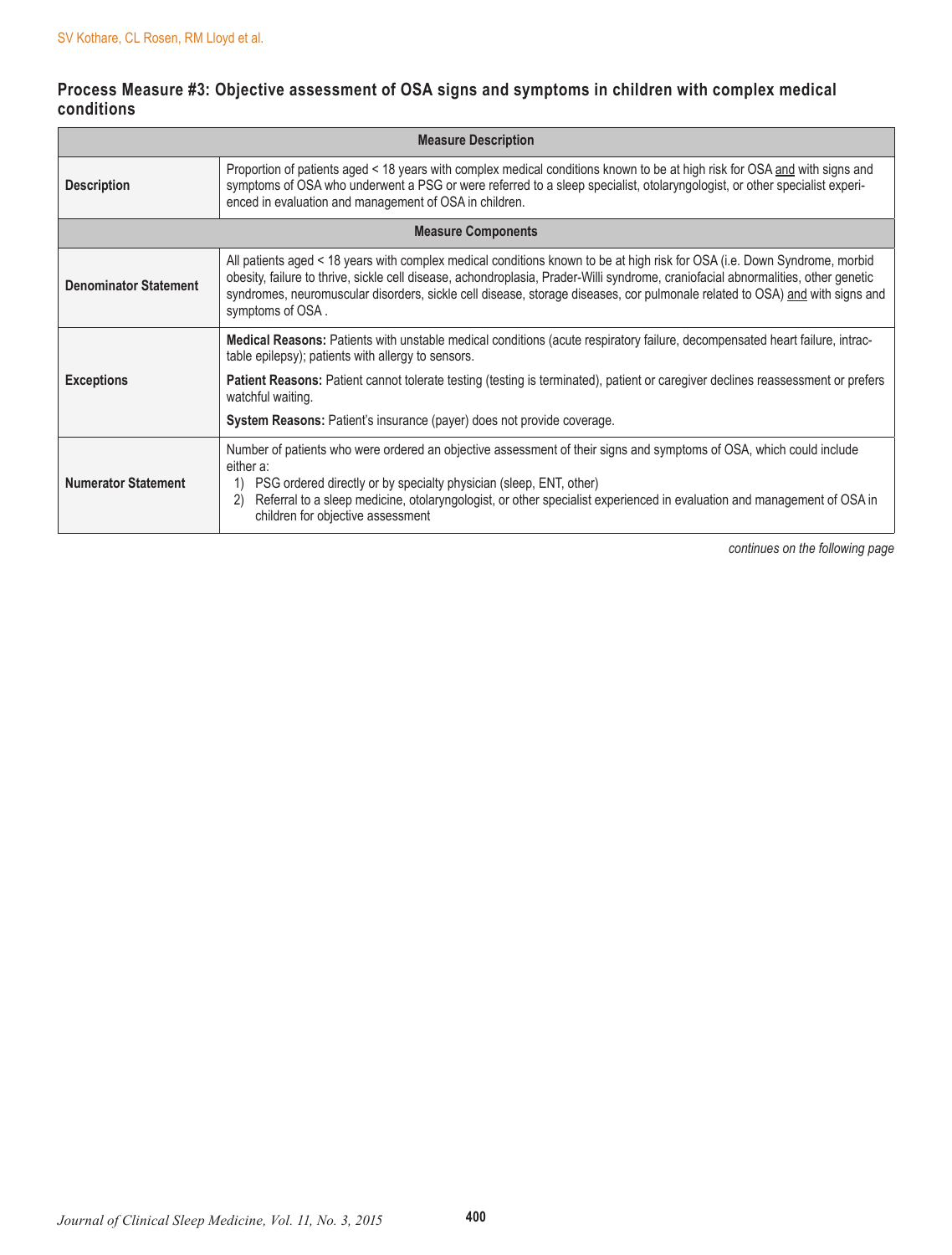### Process Measure #3: Objective assessment of OSA signs and symptoms in children with complex medical conditions

| Measure Description | |
|---|---|
| **Description** | Proportion of patients aged < 18 years with complex medical conditions known to be at high risk for OSA and with signs and symptoms of OSA who underwent a PSG or were referred to a sleep specialist, otolaryngologist, or other specialist experienced in evaluation and management of OSA in children. |
| **Measure Components** | |
| **Denominator Statement** | All patients aged < 18 years with complex medical conditions known to be at high risk for OSA (i.e. Down Syndrome, morbid obesity, failure to thrive, sickle cell disease, achondroplasia, Prader-Willi syndrome, craniofacial abnormalities, other genetic syndromes, neuromuscular disorders, sickle cell disease, storage diseases, cor pulmonale related to OSA) and with signs and symptoms of OSA . |
| **Exceptions** | **Medical Reasons:** Patients with unstable medical conditions (acute respiratory failure, decompensated heart failure, intractable epilepsy); patients with allergy to sensors.<br><br>**Patient Reasons:** Patient cannot tolerate testing (testing is terminated), patient or caregiver declines reassessment or prefers watchful waiting.<br><br>**System Reasons:** Patient's insurance (payer) does not provide coverage. |
| **Numerator Statement** | Number of patients who were ordered an objective assessment of their signs and symptoms of OSA, which could include either a:<br>1) PSG ordered directly or by specialty physician (sleep, ENT, other)<br>2) Referral to a sleep medicine, otolaryngologist, or other specialist experienced in evaluation and management of OSA in children for objective assessment |

*continues on the following page*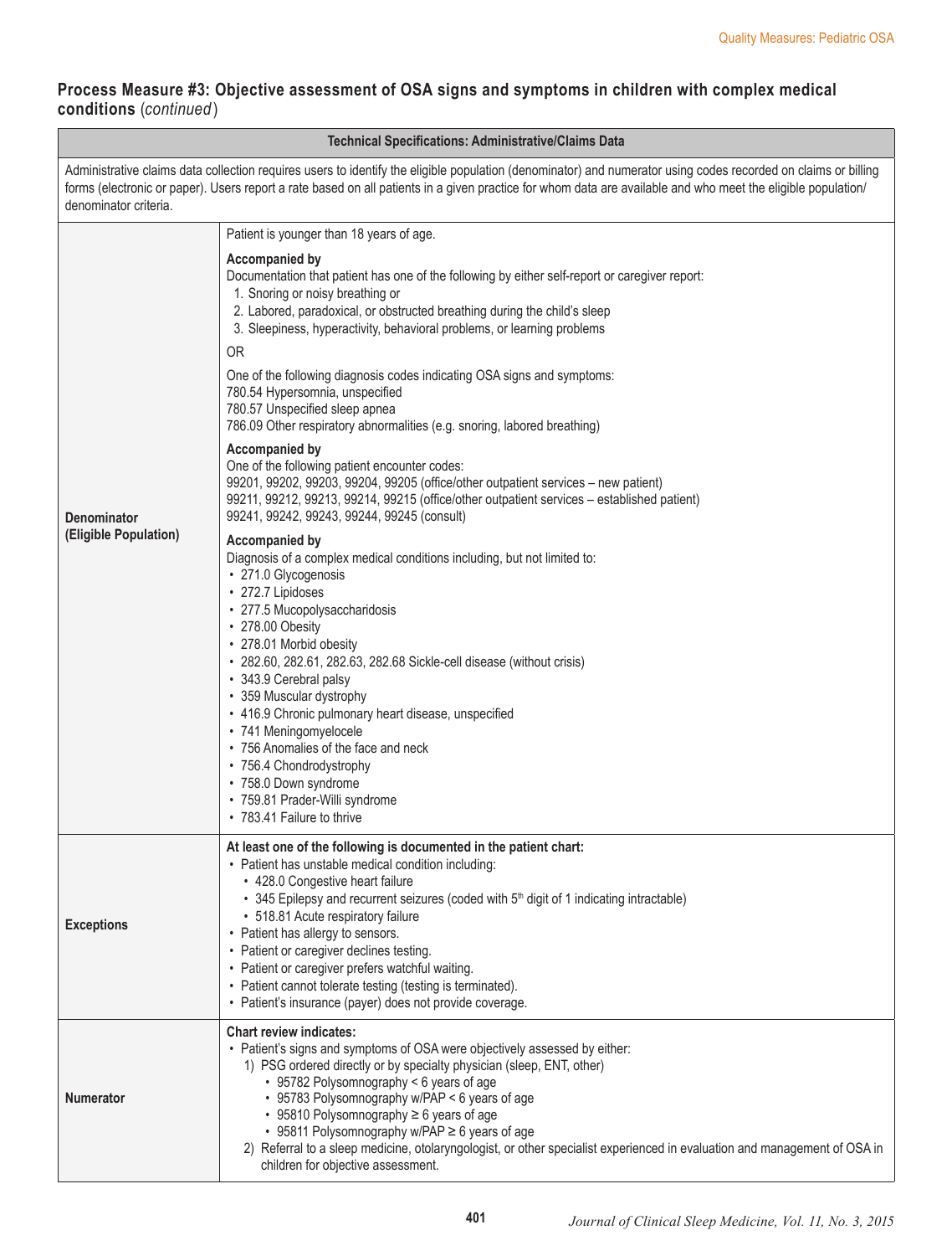## Process Measure #3: Objective assessment of OSA signs and symptoms in children with complex medical conditions (*continued*)

| Technical Specifications: Administrative/Claims Data | |
|---|---|
| Administrative claims data collection requires users to identify the eligible population (denominator) and numerator using codes recorded on claims or billing forms (electronic or paper). Users report a rate based on all patients in a given practice for whom data are available and who meet the eligible population/denominator criteria. | |
| **Denominator (Eligible Population)** | Patient is younger than 18 years of age.<br><br>**Accompanied by**<br>Documentation that patient has one of the following by either self-report or caregiver report:<br>1. Snoring or noisy breathing or<br>2. Labored, paradoxical, or obstructed breathing during the child's sleep<br>3. Sleepiness, hyperactivity, behavioral problems, or learning problems<br><br>OR<br><br>One of the following diagnosis codes indicating OSA signs and symptoms:<br>780.54 Hypersomnia, unspecified<br>780.57 Unspecified sleep apnea<br>786.09 Other respiratory abnormalities (e.g. snoring, labored breathing)<br><br>**Accompanied by**<br>One of the following patient encounter codes:<br>99201, 99202, 99203, 99204, 99205 (office/other outpatient services – new patient)<br>99211, 99212, 99213, 99214, 99215 (office/other outpatient services – established patient)<br>99241, 99242, 99243, 99244, 99245 (consult)<br><br>**Accompanied by**<br>Diagnosis of a complex medical conditions including, but not limited to:<br>• 271.0 Glycogenosis<br>• 272.7 Lipidoses<br>• 277.5 Mucopolysaccharidosis<br>• 278.00 Obesity<br>• 278.01 Morbid obesity<br>• 282.60, 282.61, 282.63, 282.68 Sickle-cell disease (without crisis)<br>• 343.9 Cerebral palsy<br>• 359 Muscular dystrophy<br>• 416.9 Chronic pulmonary heart disease, unspecified<br>• 741 Meningomyelocele<br>• 756 Anomalies of the face and neck<br>• 756.4 Chondrodystrophy<br>• 758.0 Down syndrome<br>• 759.81 Prader-Willi syndrome<br>• 783.41 Failure to thrive |
| **Exceptions** | **At least one of the following is documented in the patient chart:**<br>• Patient has unstable medical condition including:<br>&nbsp;&nbsp;• 428.0 Congestive heart failure<br>&nbsp;&nbsp;• 345 Epilepsy and recurrent seizures (coded with 5th digit of 1 indicating intractable)<br>&nbsp;&nbsp;• 518.81 Acute respiratory failure<br>• Patient has allergy to sensors.<br>• Patient or caregiver declines testing.<br>• Patient or caregiver prefers watchful waiting.<br>• Patient cannot tolerate testing (testing is terminated).<br>• Patient's insurance (payer) does not provide coverage. |
| **Numerator** | **Chart review indicates:**<br>• Patient's signs and symptoms of OSA were objectively assessed by either:<br>1) PSG ordered directly or by specialty physician (sleep, ENT, other)<br>&nbsp;&nbsp;• 95782 Polysomnography < 6 years of age<br>&nbsp;&nbsp;• 95783 Polysomnography w/PAP < 6 years of age<br>&nbsp;&nbsp;• 95810 Polysomnography ≥ 6 years of age<br>&nbsp;&nbsp;• 95811 Polysomnography w/PAP ≥ 6 years of age<br>2) Referral to a sleep medicine, otolaryngologist, or other specialist experienced in evaluation and management of OSA in children for objective assessment. |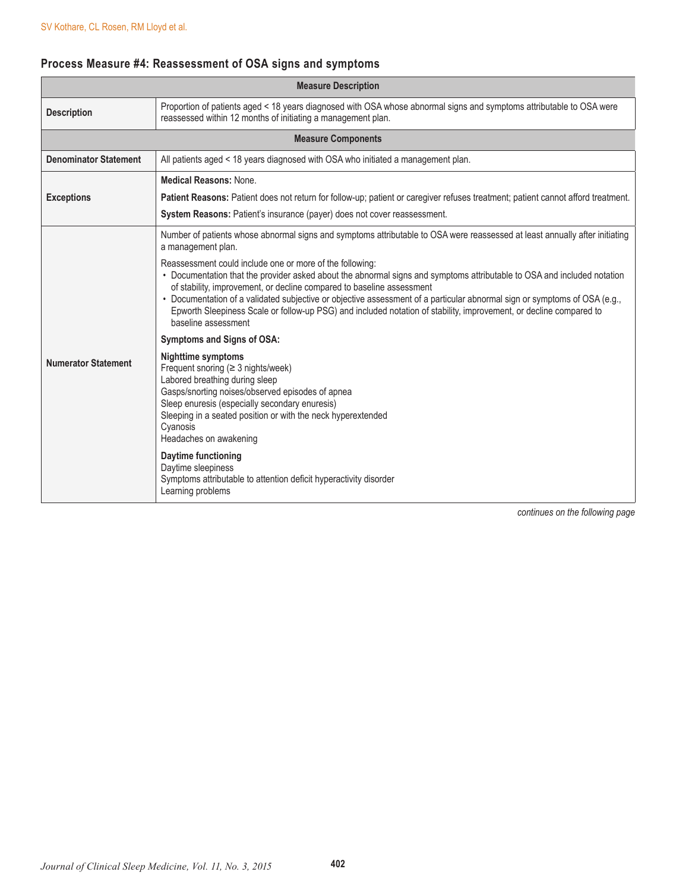## Process Measure #4: Reassessment of OSA signs and symptoms

| Measure Description | |
|---|---|
| **Description** | Proportion of patients aged < 18 years diagnosed with OSA whose abnormal signs and symptoms attributable to OSA were reassessed within 12 months of initiating a management plan. |
| **Measure Components** | |
| **Denominator Statement** | All patients aged < 18 years diagnosed with OSA who initiated a management plan. |
| **Exceptions** | **Medical Reasons:** None.<br>**Patient Reasons:** Patient does not return for follow-up; patient or caregiver refuses treatment; patient cannot afford treatment.<br>**System Reasons:** Patient's insurance (payer) does not cover reassessment. |
| **Numerator Statement** | Number of patients whose abnormal signs and symptoms attributable to OSA were reassessed at least annually after initiating a management plan.<br><br>Reassessment could include one or more of the following:<br>• Documentation that the provider asked about the abnormal signs and symptoms attributable to OSA and included notation of stability, improvement, or decline compared to baseline assessment<br>• Documentation of a validated subjective or objective assessment of a particular abnormal sign or symptoms of OSA (e.g., Epworth Sleepiness Scale or follow-up PSG) and included notation of stability, improvement, or decline compared to baseline assessment<br><br>**Symptoms and Signs of OSA:**<br><br>**Nighttime symptoms**<br>Frequent snoring (≥ 3 nights/week)<br>Labored breathing during sleep<br>Gasps/snorting noises/observed episodes of apnea<br>Sleep enuresis (especially secondary enuresis)<br>Sleeping in a seated position or with the neck hyperextended<br>Cyanosis<br>Headaches on awakening<br><br>**Daytime functioning**<br>Daytime sleepiness<br>Symptoms attributable to attention deficit hyperactivity disorder<br>Learning problems |

*continues on the following page*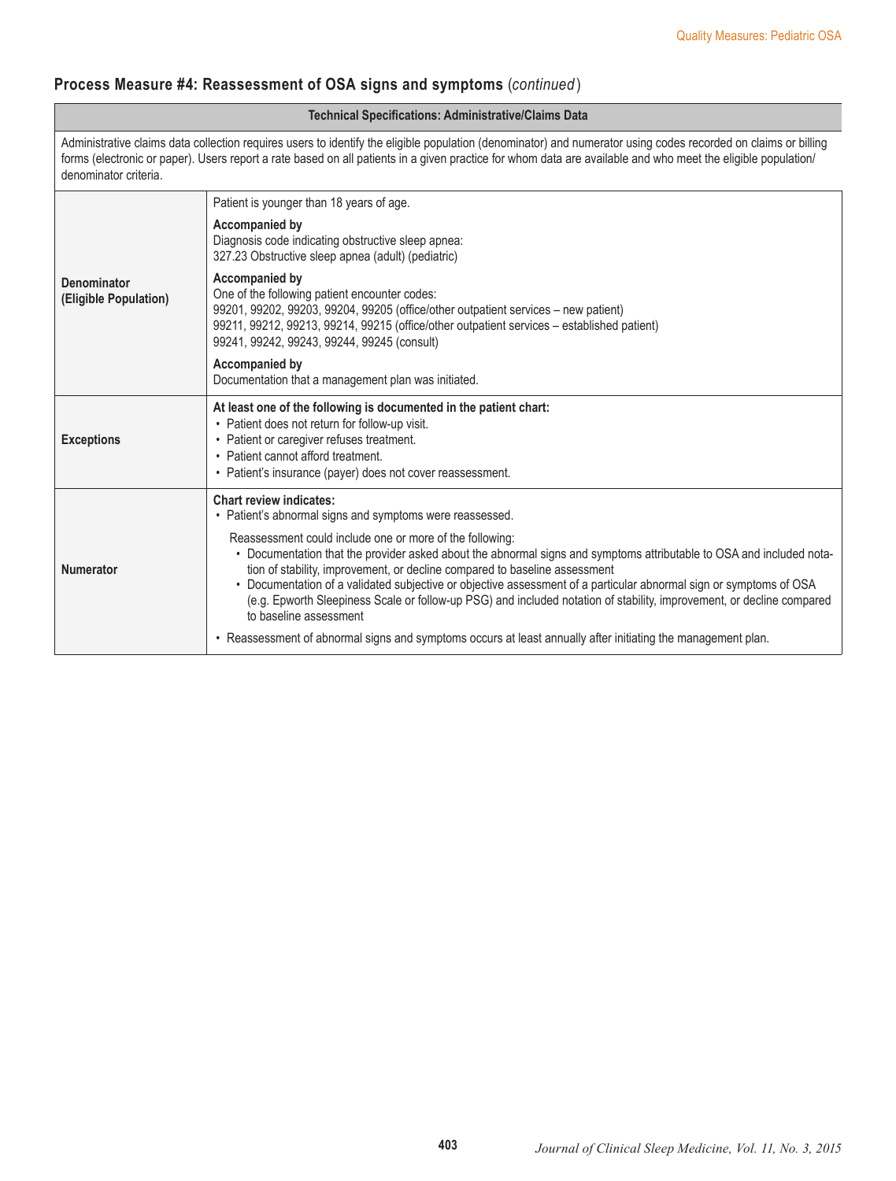## Process Measure #4: Reassessment of OSA signs and symptoms (*continued*)

| Technical Specifications: Administrative/Claims Data | |
|---|---|
| Administrative claims data collection requires users to identify the eligible population (denominator) and numerator using codes recorded on claims or billing forms (electronic or paper). Users report a rate based on all patients in a given practice for whom data are available and who meet the eligible population/ denominator criteria. | |
| **Denominator (Eligible Population)** | Patient is younger than 18 years of age.<br><br>**Accompanied by**<br>Diagnosis code indicating obstructive sleep apnea:<br>327.23 Obstructive sleep apnea (adult) (pediatric)<br><br>**Accompanied by**<br>One of the following patient encounter codes:<br>99201, 99202, 99203, 99204, 99205 (office/other outpatient services – new patient)<br>99211, 99212, 99213, 99214, 99215 (office/other outpatient services – established patient)<br>99241, 99242, 99243, 99244, 99245 (consult)<br><br>**Accompanied by**<br>Documentation that a management plan was initiated. |
| **Exceptions** | **At least one of the following is documented in the patient chart:**<br>• Patient does not return for follow-up visit.<br>• Patient or caregiver refuses treatment.<br>• Patient cannot afford treatment.<br>• Patient's insurance (payer) does not cover reassessment. |
| **Numerator** | **Chart review indicates:**<br>• Patient's abnormal signs and symptoms were reassessed.<br><br>Reassessment could include one or more of the following:<br>• Documentation that the provider asked about the abnormal signs and symptoms attributable to OSA and included notation of stability, improvement, or decline compared to baseline assessment<br>• Documentation of a validated subjective or objective assessment of a particular abnormal sign or symptoms of OSA (e.g. Epworth Sleepiness Scale or follow-up PSG) and included notation of stability, improvement, or decline compared to baseline assessment<br><br>• Reassessment of abnormal signs and symptoms occurs at least annually after initiating the management plan. |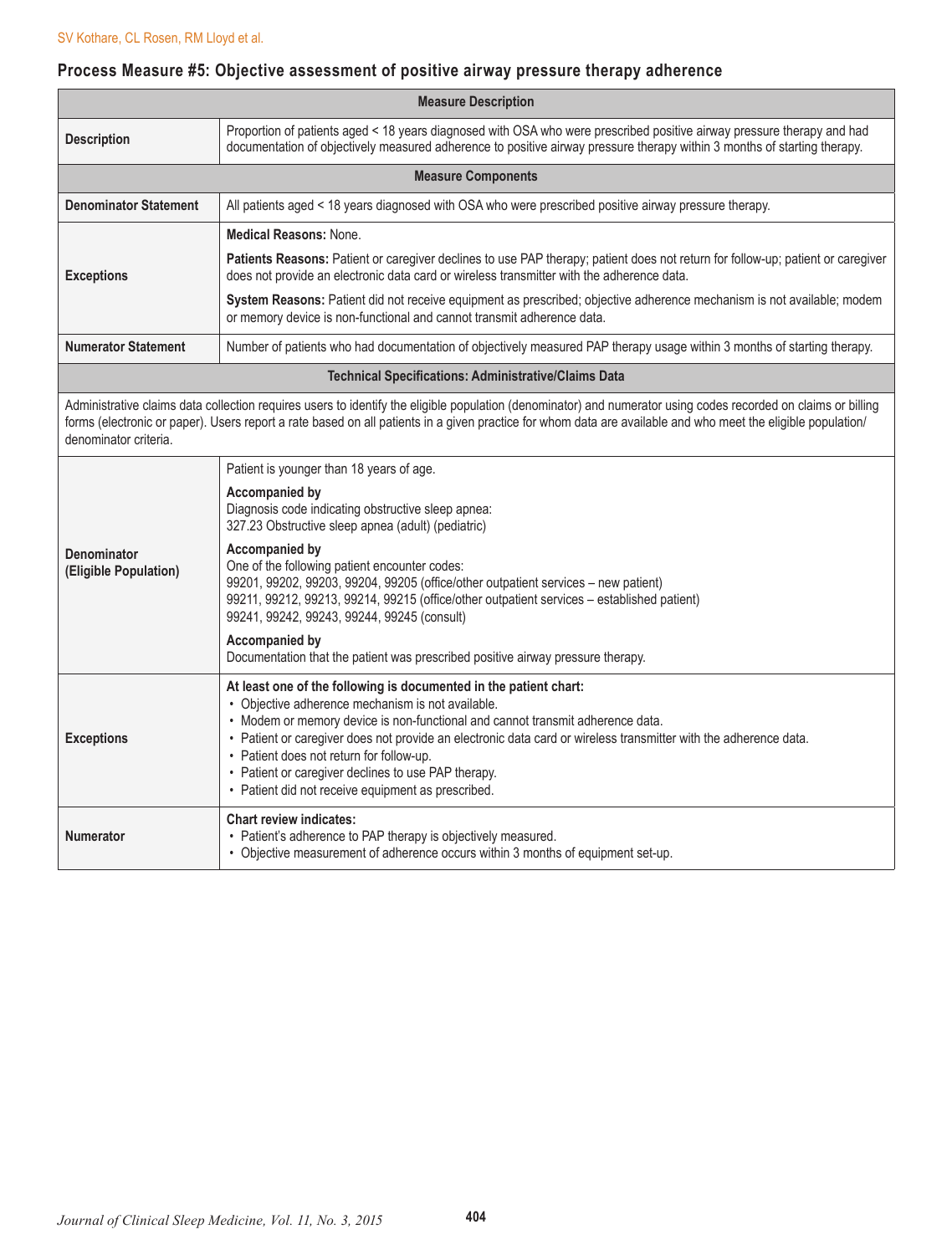## Process Measure #5: Objective assessment of positive airway pressure therapy adherence

| | |
|---|---|
| **Measure Description** | |
| **Description** | Proportion of patients aged < 18 years diagnosed with OSA who were prescribed positive airway pressure therapy and had documentation of objectively measured adherence to positive airway pressure therapy within 3 months of starting therapy. |
| **Measure Components** | |
| **Denominator Statement** | All patients aged < 18 years diagnosed with OSA who were prescribed positive airway pressure therapy. |
| **Exceptions** | **Medical Reasons:** None.<br><br>**Patients Reasons:** Patient or caregiver declines to use PAP therapy; patient does not return for follow-up; patient or caregiver does not provide an electronic data card or wireless transmitter with the adherence data.<br><br>**System Reasons:** Patient did not receive equipment as prescribed; objective adherence mechanism is not available; modem or memory device is non-functional and cannot transmit adherence data. |
| **Numerator Statement** | Number of patients who had documentation of objectively measured PAP therapy usage within 3 months of starting therapy. |
| **Technical Specifications: Administrative/Claims Data** | |
| Administrative claims data collection requires users to identify the eligible population (denominator) and numerator using codes recorded on claims or billing forms (electronic or paper). Users report a rate based on all patients in a given practice for whom data are available and who meet the eligible population/denominator criteria. | |
| **Denominator (Eligible Population)** | Patient is younger than 18 years of age.<br><br>**Accompanied by**<br>Diagnosis code indicating obstructive sleep apnea:<br>327.23 Obstructive sleep apnea (adult) (pediatric)<br><br>**Accompanied by**<br>One of the following patient encounter codes:<br>99201, 99202, 99203, 99204, 99205 (office/other outpatient services – new patient)<br>99211, 99212, 99213, 99214, 99215 (office/other outpatient services – established patient)<br>99241, 99242, 99243, 99244, 99245 (consult)<br><br>**Accompanied by**<br>Documentation that the patient was prescribed positive airway pressure therapy. |
| **Exceptions** | **At least one of the following is documented in the patient chart:**<br>• Objective adherence mechanism is not available.<br>• Modem or memory device is non-functional and cannot transmit adherence data.<br>• Patient or caregiver does not provide an electronic data card or wireless transmitter with the adherence data.<br>• Patient does not return for follow-up.<br>• Patient or caregiver declines to use PAP therapy.<br>• Patient did not receive equipment as prescribed. |
| **Numerator** | **Chart review indicates:**<br>• Patient's adherence to PAP therapy is objectively measured.<br>• Objective measurement of adherence occurs within 3 months of equipment set-up. |